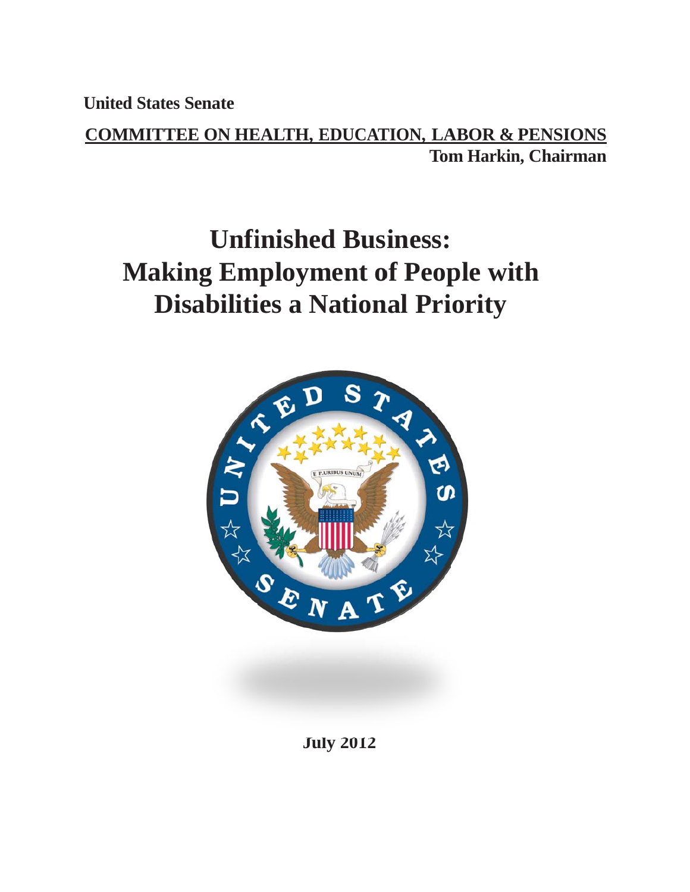**United States Senate**

**COMMITTEE ON HEALTH, EDUCATION, LABOR & PENSIONS**

**Tom Harkin, Chairman**

# Unfinished Business: Making Employment of People with Disabilities a National Priority

**July 2012**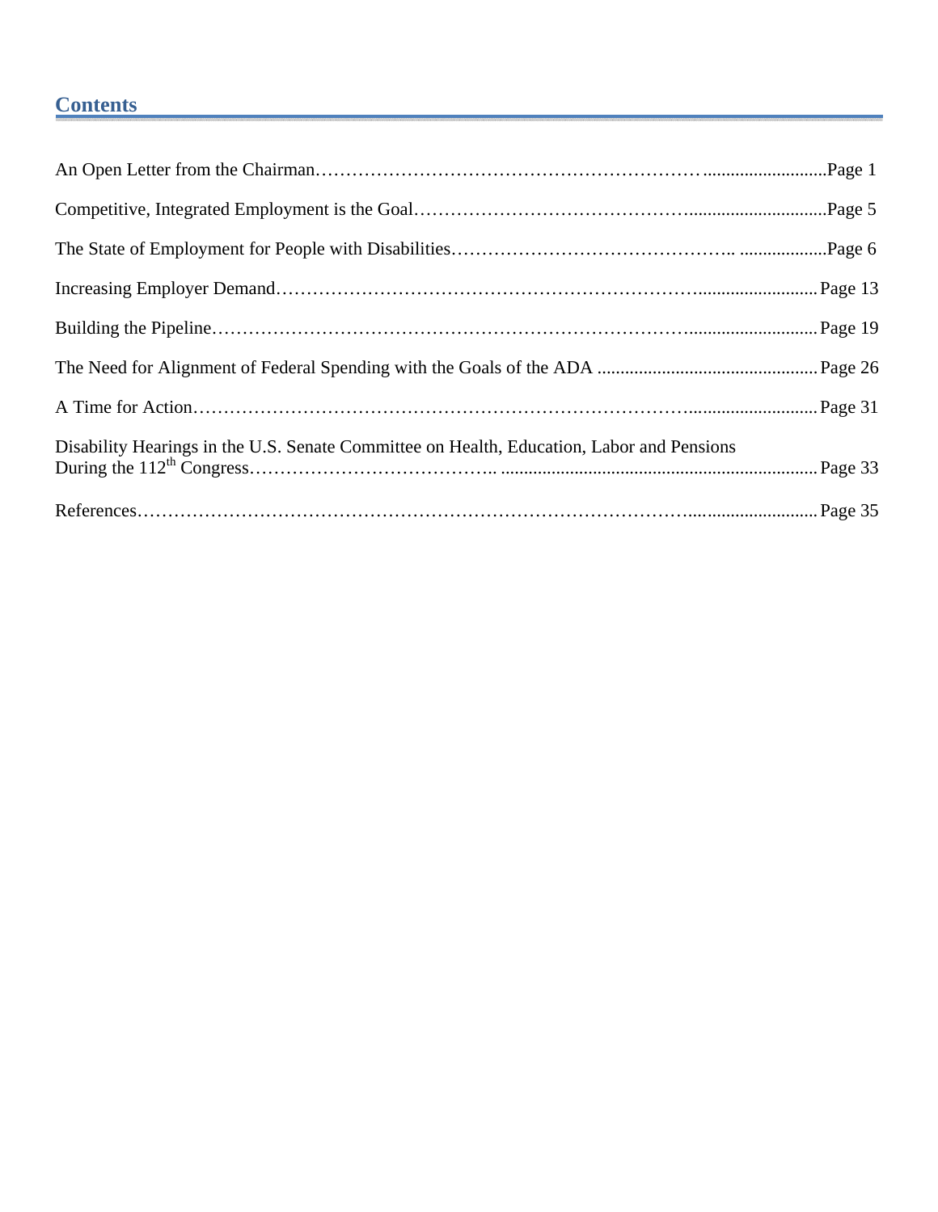## Contents

An Open Letter from the Chairman……………………………………………………………………Page 1

Competitive, Integrated Employment is the Goal………………………………………………Page 5

The State of Employment for People with Disabilities……………………………………Page 6

Increasing Employer Demand……………………………………………………………………Page 13

Building the Pipeline……………………………………………………………………………Page 19

The Need for Alignment of Federal Spending with the Goals of the ADA ……………Page 26

A Time for Action………………………………………………………………………………Page 31

Disability Hearings in the U.S. Senate Committee on Health, Education, Labor and Pensions During the 112th Congress……………………………………………………………Page 33

References………………………………………………………………………………………Page 35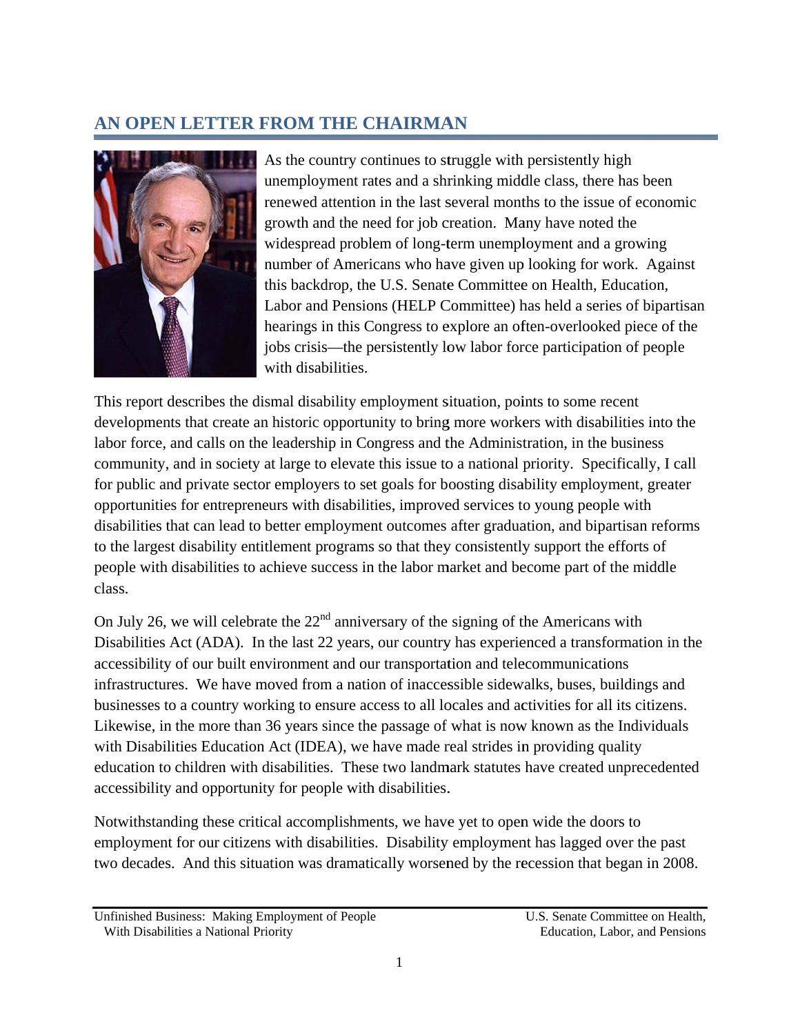## AN OPEN LETTER FROM THE CHAIRMAN

As the country continues to struggle with persistently high unemployment rates and a shrinking middle class, there has been renewed attention in the last several months to the issue of economic growth and the need for job creation. Many have noted the widespread problem of long-term unemployment and a growing number of Americans who have given up looking for work. Against this backdrop, the U.S. Senate Committee on Health, Education, Labor and Pensions (HELP Committee) has held a series of bipartisan hearings in this Congress to explore an often-overlooked piece of the jobs crisis—the persistently low labor force participation of people with disabilities.

This report describes the dismal disability employment situation, points to some recent developments that create an historic opportunity to bring more workers with disabilities into the labor force, and calls on the leadership in Congress and the Administration, in the business community, and in society at large to elevate this issue to a national priority. Specifically, I call for public and private sector employers to set goals for boosting disability employment, greater opportunities for entrepreneurs with disabilities, improved services to young people with disabilities that can lead to better employment outcomes after graduation, and bipartisan reforms to the largest disability entitlement programs so that they consistently support the efforts of people with disabilities to achieve success in the labor market and become part of the middle class.

On July 26, we will celebrate the 22nd anniversary of the signing of the Americans with Disabilities Act (ADA). In the last 22 years, our country has experienced a transformation in the accessibility of our built environment and our transportation and telecommunications infrastructures. We have moved from a nation of inaccessible sidewalks, buses, buildings and businesses to a country working to ensure access to all locales and activities for all its citizens. Likewise, in the more than 36 years since the passage of what is now known as the Individuals with Disabilities Education Act (IDEA), we have made real strides in providing quality education to children with disabilities. These two landmark statutes have created unprecedented accessibility and opportunity for people with disabilities.

Notwithstanding these critical accomplishments, we have yet to open wide the doors to employment for our citizens with disabilities. Disability employment has lagged over the past two decades. And this situation was dramatically worsened by the recession that began in 2008.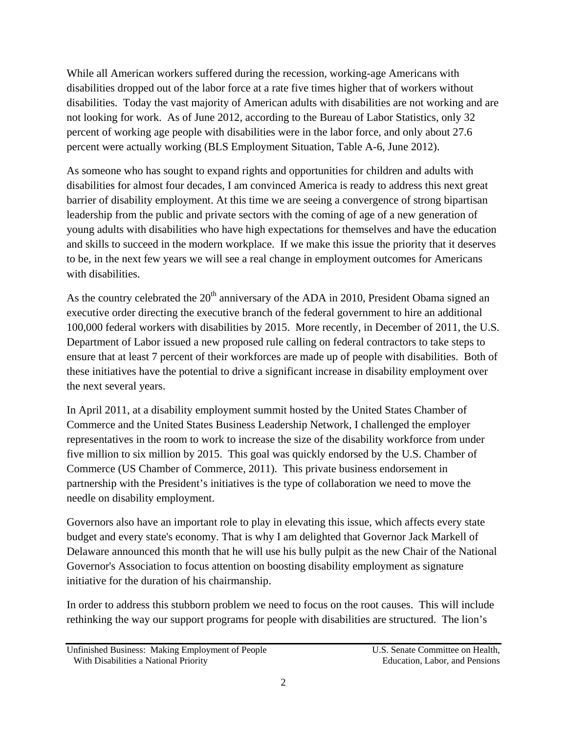While all American workers suffered during the recession, working-age Americans with disabilities dropped out of the labor force at a rate five times higher that of workers without disabilities. Today the vast majority of American adults with disabilities are not working and are not looking for work. As of June 2012, according to the Bureau of Labor Statistics, only 32 percent of working age people with disabilities were in the labor force, and only about 27.6 percent were actually working (BLS Employment Situation, Table A-6, June 2012).

As someone who has sought to expand rights and opportunities for children and adults with disabilities for almost four decades, I am convinced America is ready to address this next great barrier of disability employment. At this time we are seeing a convergence of strong bipartisan leadership from the public and private sectors with the coming of age of a new generation of young adults with disabilities who have high expectations for themselves and have the education and skills to succeed in the modern workplace. If we make this issue the priority that it deserves to be, in the next few years we will see a real change in employment outcomes for Americans with disabilities.

As the country celebrated the 20th anniversary of the ADA in 2010, President Obama signed an executive order directing the executive branch of the federal government to hire an additional 100,000 federal workers with disabilities by 2015. More recently, in December of 2011, the U.S. Department of Labor issued a new proposed rule calling on federal contractors to take steps to ensure that at least 7 percent of their workforces are made up of people with disabilities. Both of these initiatives have the potential to drive a significant increase in disability employment over the next several years.

In April 2011, at a disability employment summit hosted by the United States Chamber of Commerce and the United States Business Leadership Network, I challenged the employer representatives in the room to work to increase the size of the disability workforce from under five million to six million by 2015. This goal was quickly endorsed by the U.S. Chamber of Commerce (US Chamber of Commerce, 2011). This private business endorsement in partnership with the President's initiatives is the type of collaboration we need to move the needle on disability employment.

Governors also have an important role to play in elevating this issue, which affects every state budget and every state's economy. That is why I am delighted that Governor Jack Markell of Delaware announced this month that he will use his bully pulpit as the new Chair of the National Governor's Association to focus attention on boosting disability employment as signature initiative for the duration of his chairmanship.

In order to address this stubborn problem we need to focus on the root causes. This will include rethinking the way our support programs for people with disabilities are structured. The lion's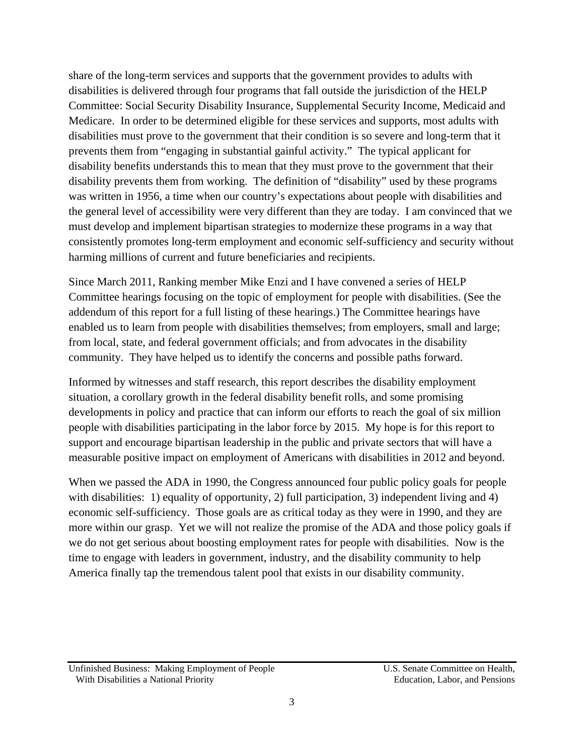share of the long-term services and supports that the government provides to adults with disabilities is delivered through four programs that fall outside the jurisdiction of the HELP Committee: Social Security Disability Insurance, Supplemental Security Income, Medicaid and Medicare. In order to be determined eligible for these services and supports, most adults with disabilities must prove to the government that their condition is so severe and long-term that it prevents them from "engaging in substantial gainful activity." The typical applicant for disability benefits understands this to mean that they must prove to the government that their disability prevents them from working. The definition of "disability" used by these programs was written in 1956, a time when our country's expectations about people with disabilities and the general level of accessibility were very different than they are today. I am convinced that we must develop and implement bipartisan strategies to modernize these programs in a way that consistently promotes long-term employment and economic self-sufficiency and security without harming millions of current and future beneficiaries and recipients.

Since March 2011, Ranking member Mike Enzi and I have convened a series of HELP Committee hearings focusing on the topic of employment for people with disabilities. (See the addendum of this report for a full listing of these hearings.) The Committee hearings have enabled us to learn from people with disabilities themselves; from employers, small and large; from local, state, and federal government officials; and from advocates in the disability community. They have helped us to identify the concerns and possible paths forward.

Informed by witnesses and staff research, this report describes the disability employment situation, a corollary growth in the federal disability benefit rolls, and some promising developments in policy and practice that can inform our efforts to reach the goal of six million people with disabilities participating in the labor force by 2015. My hope is for this report to support and encourage bipartisan leadership in the public and private sectors that will have a measurable positive impact on employment of Americans with disabilities in 2012 and beyond.

When we passed the ADA in 1990, the Congress announced four public policy goals for people with disabilities: 1) equality of opportunity, 2) full participation, 3) independent living and 4) economic self-sufficiency. Those goals are as critical today as they were in 1990, and they are more within our grasp. Yet we will not realize the promise of the ADA and those policy goals if we do not get serious about boosting employment rates for people with disabilities. Now is the time to engage with leaders in government, industry, and the disability community to help America finally tap the tremendous talent pool that exists in our disability community.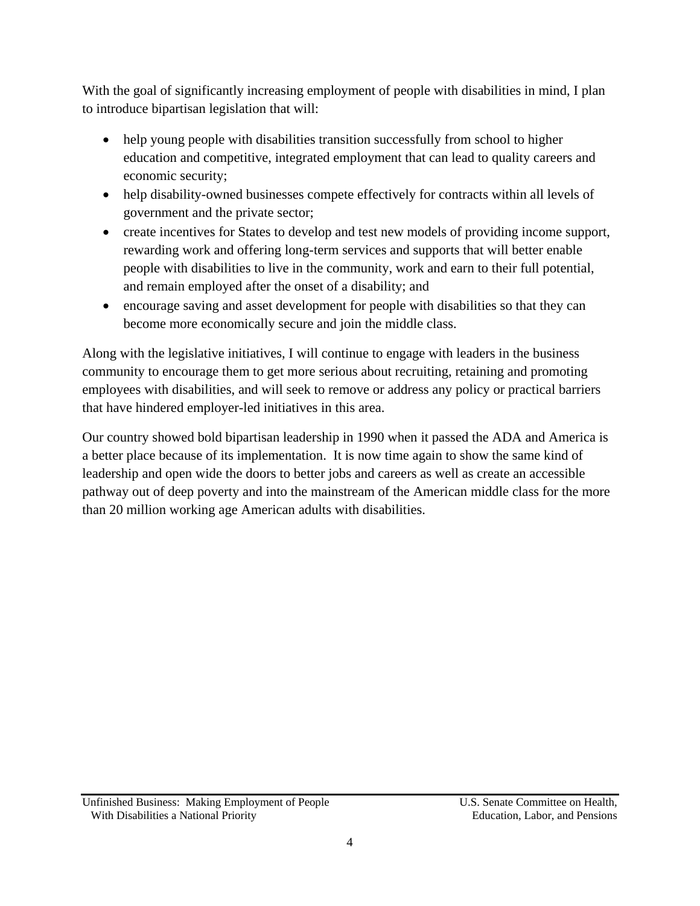With the goal of significantly increasing employment of people with disabilities in mind, I plan to introduce bipartisan legislation that will:

- help young people with disabilities transition successfully from school to higher education and competitive, integrated employment that can lead to quality careers and economic security;
- help disability-owned businesses compete effectively for contracts within all levels of government and the private sector;
- create incentives for States to develop and test new models of providing income support, rewarding work and offering long-term services and supports that will better enable people with disabilities to live in the community, work and earn to their full potential, and remain employed after the onset of a disability; and
- encourage saving and asset development for people with disabilities so that they can become more economically secure and join the middle class.

Along with the legislative initiatives, I will continue to engage with leaders in the business community to encourage them to get more serious about recruiting, retaining and promoting employees with disabilities, and will seek to remove or address any policy or practical barriers that have hindered employer-led initiatives in this area.

Our country showed bold bipartisan leadership in 1990 when it passed the ADA and America is a better place because of its implementation. It is now time again to show the same kind of leadership and open wide the doors to better jobs and careers as well as create an accessible pathway out of deep poverty and into the mainstream of the American middle class for the more than 20 million working age American adults with disabilities.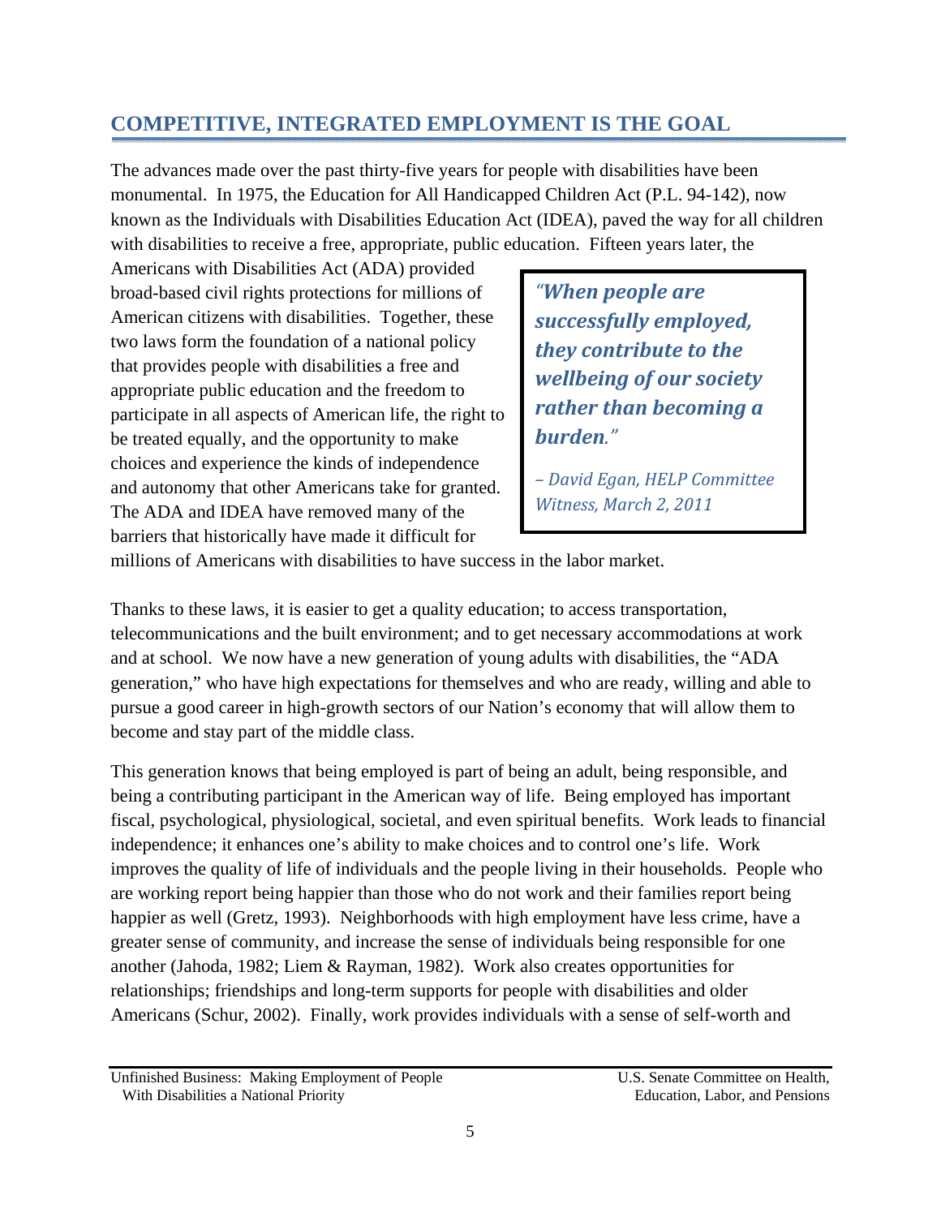## COMPETITIVE, INTEGRATED EMPLOYMENT IS THE GOAL

The advances made over the past thirty-five years for people with disabilities have been monumental. In 1975, the Education for All Handicapped Children Act (P.L. 94-142), now known as the Individuals with Disabilities Education Act (IDEA), paved the way for all children with disabilities to receive a free, appropriate, public education. Fifteen years later, the Americans with Disabilities Act (ADA) provided broad-based civil rights protections for millions of American citizens with disabilities. Together, these two laws form the foundation of a national policy that provides people with disabilities a free and appropriate public education and the freedom to participate in all aspects of American life, the right to be treated equally, and the opportunity to make choices and experience the kinds of independence and autonomy that other Americans take for granted. The ADA and IDEA have removed many of the barriers that historically have made it difficult for millions of Americans with disabilities to have success in the labor market.

> ***"When people are successfully employed, they contribute to the wellbeing of our society rather than becoming a burden."***
>
> *– David Egan, HELP Committee Witness, March 2, 2011*

Thanks to these laws, it is easier to get a quality education; to access transportation, telecommunications and the built environment; and to get necessary accommodations at work and at school. We now have a new generation of young adults with disabilities, the "ADA generation," who have high expectations for themselves and who are ready, willing and able to pursue a good career in high-growth sectors of our Nation's economy that will allow them to become and stay part of the middle class.

This generation knows that being employed is part of being an adult, being responsible, and being a contributing participant in the American way of life. Being employed has important fiscal, psychological, physiological, societal, and even spiritual benefits. Work leads to financial independence; it enhances one's ability to make choices and to control one's life. Work improves the quality of life of individuals and the people living in their households. People who are working report being happier than those who do not work and their families report being happier as well (Gretz, 1993). Neighborhoods with high employment have less crime, have a greater sense of community, and increase the sense of individuals being responsible for one another (Jahoda, 1982; Liem & Rayman, 1982). Work also creates opportunities for relationships; friendships and long-term supports for people with disabilities and older Americans (Schur, 2002). Finally, work provides individuals with a sense of self-worth and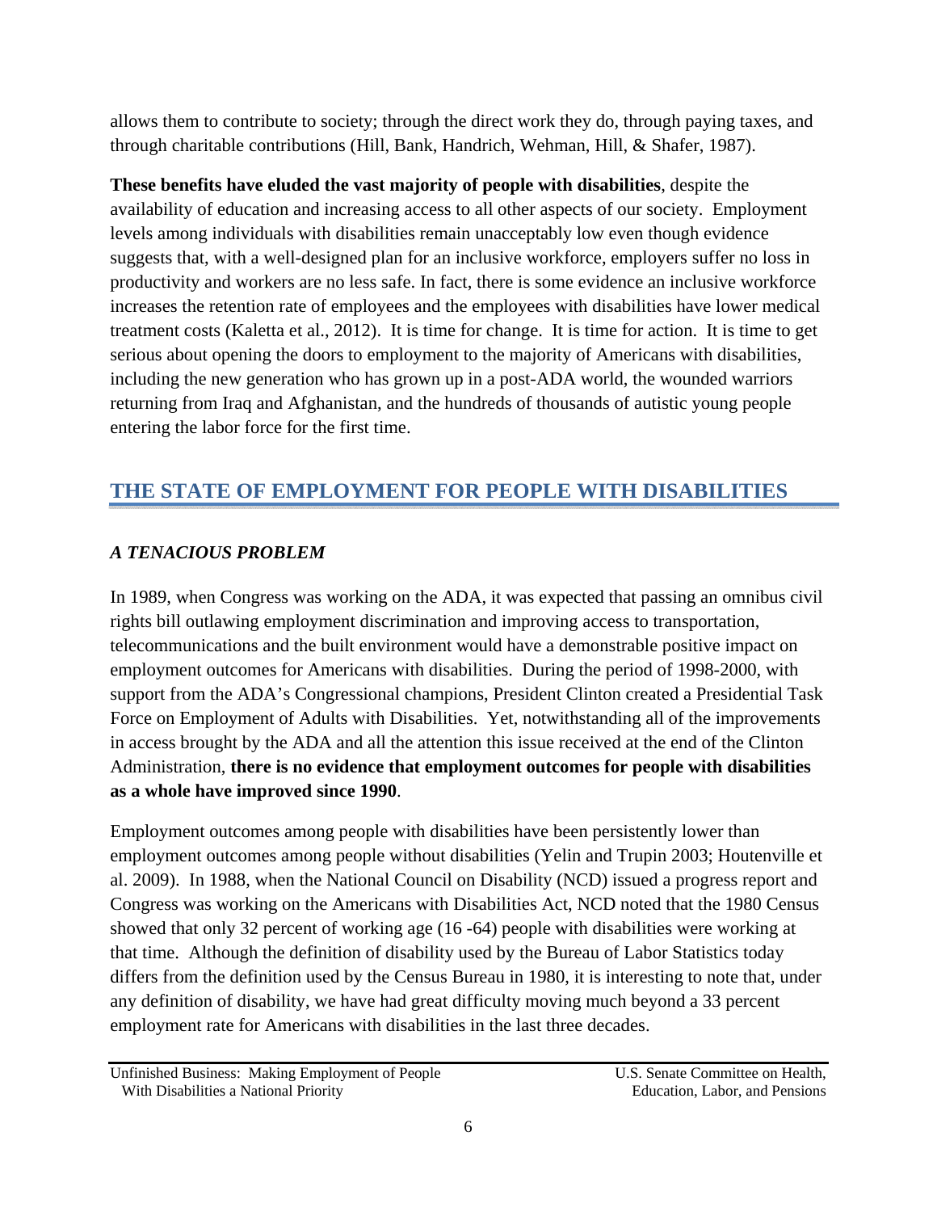allows them to contribute to society; through the direct work they do, through paying taxes, and through charitable contributions (Hill, Bank, Handrich, Wehman, Hill, & Shafer, 1987).

**These benefits have eluded the vast majority of people with disabilities**, despite the availability of education and increasing access to all other aspects of our society. Employment levels among individuals with disabilities remain unacceptably low even though evidence suggests that, with a well-designed plan for an inclusive workforce, employers suffer no loss in productivity and workers are no less safe. In fact, there is some evidence an inclusive workforce increases the retention rate of employees and the employees with disabilities have lower medical treatment costs (Kaletta et al., 2012). It is time for change. It is time for action. It is time to get serious about opening the doors to employment to the majority of Americans with disabilities, including the new generation who has grown up in a post-ADA world, the wounded warriors returning from Iraq and Afghanistan, and the hundreds of thousands of autistic young people entering the labor force for the first time.

## THE STATE OF EMPLOYMENT FOR PEOPLE WITH DISABILITIES

### *A TENACIOUS PROBLEM*

In 1989, when Congress was working on the ADA, it was expected that passing an omnibus civil rights bill outlawing employment discrimination and improving access to transportation, telecommunications and the built environment would have a demonstrable positive impact on employment outcomes for Americans with disabilities. During the period of 1998-2000, with support from the ADA's Congressional champions, President Clinton created a Presidential Task Force on Employment of Adults with Disabilities. Yet, notwithstanding all of the improvements in access brought by the ADA and all the attention this issue received at the end of the Clinton Administration, **there is no evidence that employment outcomes for people with disabilities as a whole have improved since 1990**.

Employment outcomes among people with disabilities have been persistently lower than employment outcomes among people without disabilities (Yelin and Trupin 2003; Houtenville et al. 2009). In 1988, when the National Council on Disability (NCD) issued a progress report and Congress was working on the Americans with Disabilities Act, NCD noted that the 1980 Census showed that only 32 percent of working age (16 -64) people with disabilities were working at that time. Although the definition of disability used by the Bureau of Labor Statistics today differs from the definition used by the Census Bureau in 1980, it is interesting to note that, under any definition of disability, we have had great difficulty moving much beyond a 33 percent employment rate for Americans with disabilities in the last three decades.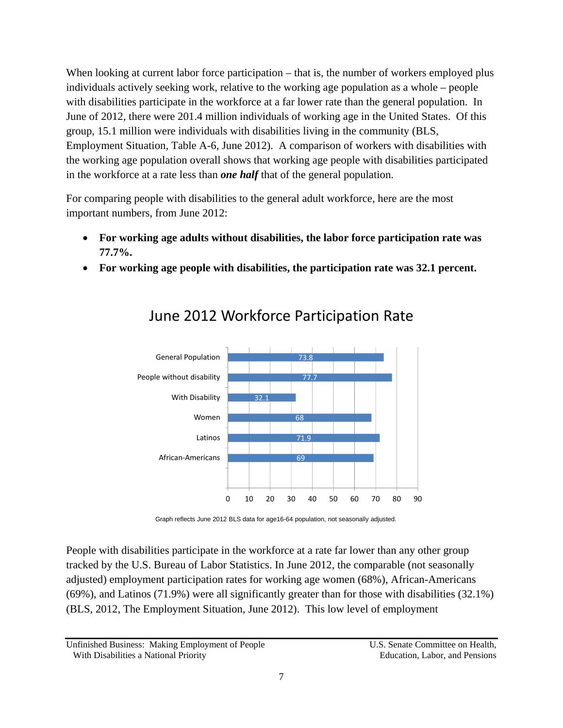When looking at current labor force participation – that is, the number of workers employed plus individuals actively seeking work, relative to the working age population as a whole – people with disabilities participate in the workforce at a far lower rate than the general population. In June of 2012, there were 201.4 million individuals of working age in the United States. Of this group, 15.1 million were individuals with disabilities living in the community (BLS, Employment Situation, Table A-6, June 2012). A comparison of workers with disabilities with the working age population overall shows that working age people with disabilities participated in the workforce at a rate less than ***one half*** that of the general population.

For comparing people with disabilities to the general adult workforce, here are the most important numbers, from June 2012:

- **For working age adults without disabilities, the labor force participation rate was 77.7%.**
- **For working age people with disabilities, the participation rate was 32.1 percent.**

## June 2012 Workforce Participation Rate

| Group | Rate |
|---|---|
| General Population | 73.8 |
| People without disability | 77.7 |
| With Disability | 32.1 |
| Women | 68 |
| Latinos | 71.9 |
| African-Americans | 69 |

Graph reflects June 2012 BLS data for age16-64 population, not seasonally adjusted.

People with disabilities participate in the workforce at a rate far lower than any other group tracked by the U.S. Bureau of Labor Statistics. In June 2012, the comparable (not seasonally adjusted) employment participation rates for working age women (68%), African-Americans (69%), and Latinos (71.9%) were all significantly greater than for those with disabilities (32.1%) (BLS, 2012, The Employment Situation, June 2012). This low level of employment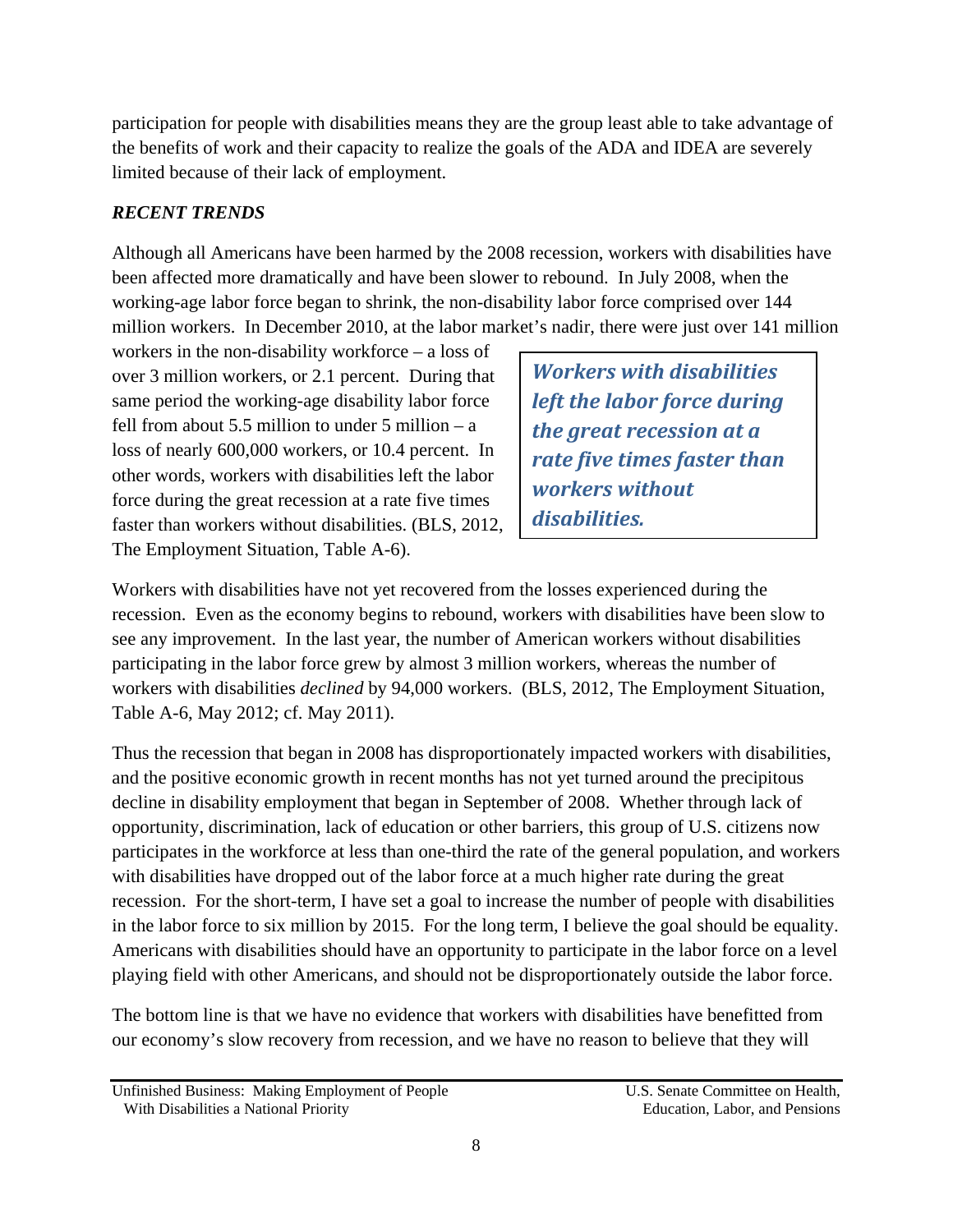participation for people with disabilities means they are the group least able to take advantage of the benefits of work and their capacity to realize the goals of the ADA and IDEA are severely limited because of their lack of employment.

### *RECENT TRENDS*

Although all Americans have been harmed by the 2008 recession, workers with disabilities have been affected more dramatically and have been slower to rebound. In July 2008, when the working-age labor force began to shrink, the non-disability labor force comprised over 144 million workers. In December 2010, at the labor market's nadir, there were just over 141 million workers in the non-disability workforce – a loss of over 3 million workers, or 2.1 percent. During that same period the working-age disability labor force fell from about 5.5 million to under 5 million – a loss of nearly 600,000 workers, or 10.4 percent. In other words, workers with disabilities left the labor force during the great recession at a rate five times faster than workers without disabilities. (BLS, 2012, The Employment Situation, Table A-6).

> ***Workers with disabilities left the labor force during the great recession at a rate five times faster than workers without disabilities.***

Workers with disabilities have not yet recovered from the losses experienced during the recession. Even as the economy begins to rebound, workers with disabilities have been slow to see any improvement. In the last year, the number of American workers without disabilities participating in the labor force grew by almost 3 million workers, whereas the number of workers with disabilities *declined* by 94,000 workers. (BLS, 2012, The Employment Situation, Table A-6, May 2012; cf. May 2011).

Thus the recession that began in 2008 has disproportionately impacted workers with disabilities, and the positive economic growth in recent months has not yet turned around the precipitous decline in disability employment that began in September of 2008. Whether through lack of opportunity, discrimination, lack of education or other barriers, this group of U.S. citizens now participates in the workforce at less than one-third the rate of the general population, and workers with disabilities have dropped out of the labor force at a much higher rate during the great recession. For the short-term, I have set a goal to increase the number of people with disabilities in the labor force to six million by 2015. For the long term, I believe the goal should be equality. Americans with disabilities should have an opportunity to participate in the labor force on a level playing field with other Americans, and should not be disproportionately outside the labor force.

The bottom line is that we have no evidence that workers with disabilities have benefitted from our economy's slow recovery from recession, and we have no reason to believe that they will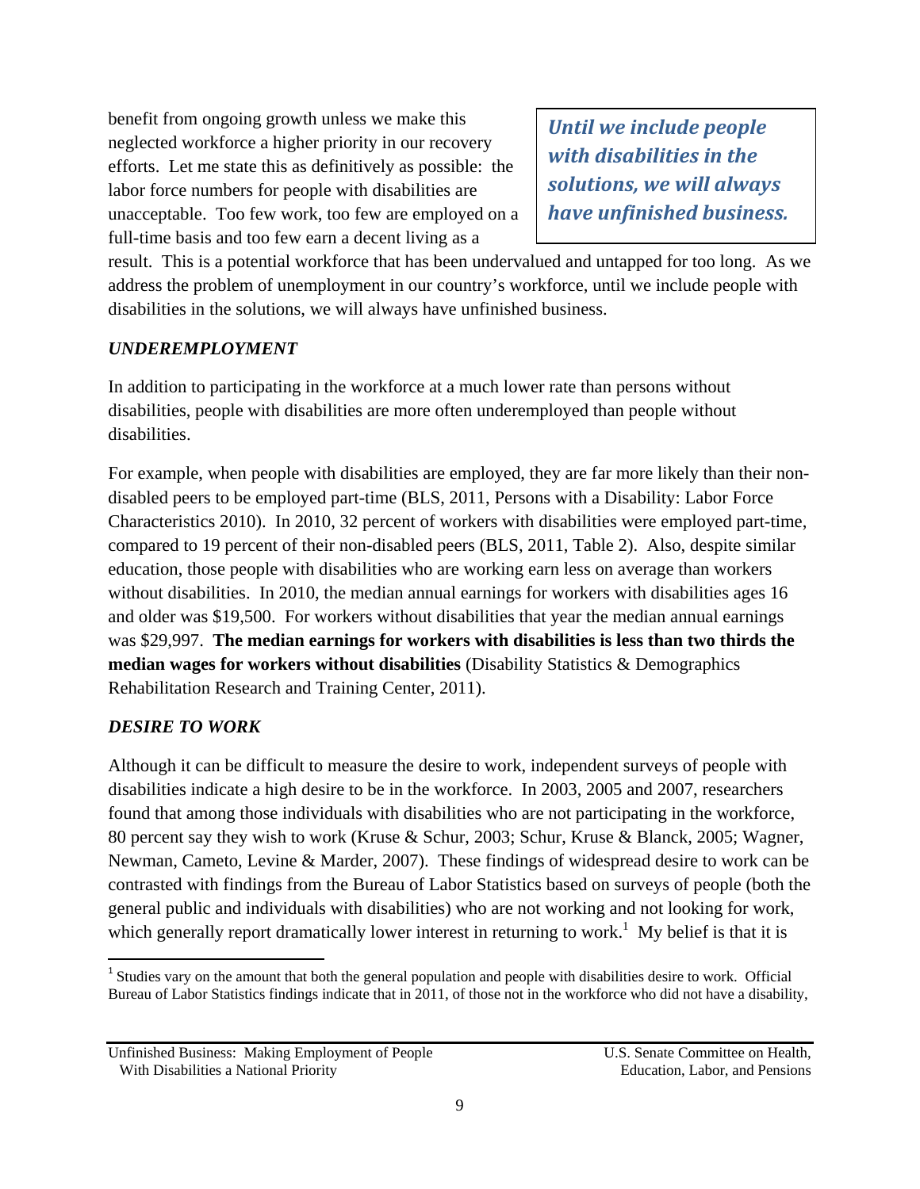benefit from ongoing growth unless we make this neglected workforce a higher priority in our recovery efforts. Let me state this as definitively as possible: the labor force numbers for people with disabilities are unacceptable. Too few work, too few are employed on a full-time basis and too few earn a decent living as a result. This is a potential workforce that has been undervalued and untapped for too long. As we address the problem of unemployment in our country's workforce, until we include people with disabilities in the solutions, we will always have unfinished business.

> ***Until we include people with disabilities in the solutions, we will always have unfinished business.***

### *UNDEREMPLOYMENT*

In addition to participating in the workforce at a much lower rate than persons without disabilities, people with disabilities are more often underemployed than people without disabilities.

For example, when people with disabilities are employed, they are far more likely than their non-disabled peers to be employed part-time (BLS, 2011, Persons with a Disability: Labor Force Characteristics 2010). In 2010, 32 percent of workers with disabilities were employed part-time, compared to 19 percent of their non-disabled peers (BLS, 2011, Table 2). Also, despite similar education, those people with disabilities who are working earn less on average than workers without disabilities. In 2010, the median annual earnings for workers with disabilities ages 16 and older was $19,500. For workers without disabilities that year the median annual earnings was $29,997. **The median earnings for workers with disabilities is less than two thirds the median wages for workers without disabilities** (Disability Statistics & Demographics Rehabilitation Research and Training Center, 2011).

### *DESIRE TO WORK*

Although it can be difficult to measure the desire to work, independent surveys of people with disabilities indicate a high desire to be in the workforce. In 2003, 2005 and 2007, researchers found that among those individuals with disabilities who are not participating in the workforce, 80 percent say they wish to work (Kruse & Schur, 2003; Schur, Kruse & Blanck, 2005; Wagner, Newman, Cameto, Levine & Marder, 2007). These findings of widespread desire to work can be contrasted with findings from the Bureau of Labor Statistics based on surveys of people (both the general public and individuals with disabilities) who are not working and not looking for work, which generally report dramatically lower interest in returning to work.[1] My belief is that it is

---

[1] Studies vary on the amount that both the general population and people with disabilities desire to work. Official Bureau of Labor Statistics findings indicate that in 2011, of those not in the workforce who did not have a disability,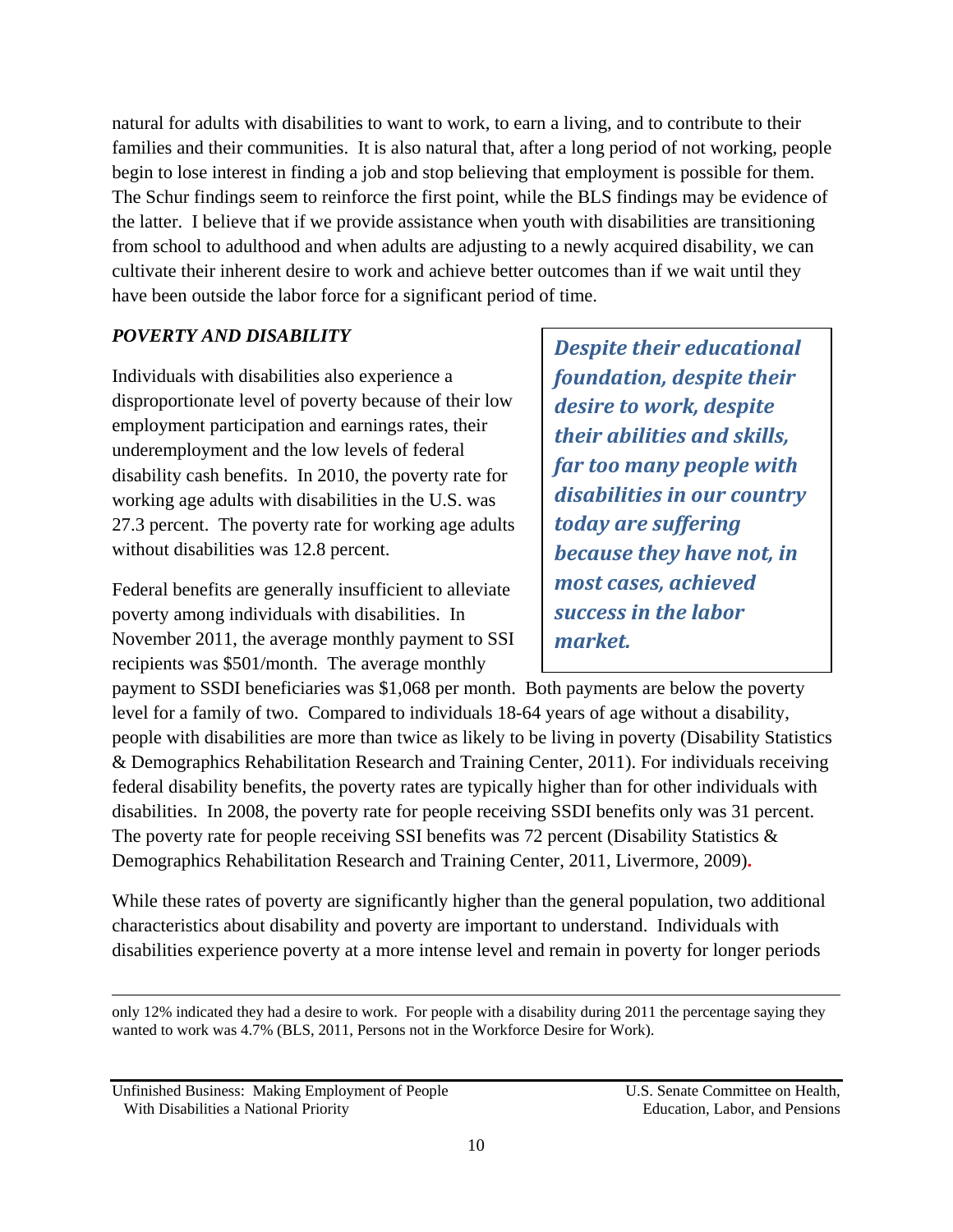natural for adults with disabilities to want to work, to earn a living, and to contribute to their families and their communities. It is also natural that, after a long period of not working, people begin to lose interest in finding a job and stop believing that employment is possible for them. The Schur findings seem to reinforce the first point, while the BLS findings may be evidence of the latter. I believe that if we provide assistance when youth with disabilities are transitioning from school to adulthood and when adults are adjusting to a newly acquired disability, we can cultivate their inherent desire to work and achieve better outcomes than if we wait until they have been outside the labor force for a significant period of time.

### *POVERTY AND DISABILITY*

> ***Despite their educational foundation, despite their desire to work, despite their abilities and skills, far too many people with disabilities in our country today are suffering because they have not, in most cases, achieved success in the labor market.***

Individuals with disabilities also experience a disproportionate level of poverty because of their low employment participation and earnings rates, their underemployment and the low levels of federal disability cash benefits. In 2010, the poverty rate for working age adults with disabilities in the U.S. was 27.3 percent. The poverty rate for working age adults without disabilities was 12.8 percent.

Federal benefits are generally insufficient to alleviate poverty among individuals with disabilities. In November 2011, the average monthly payment to SSI recipients was $501/month. The average monthly payment to SSDI beneficiaries was $1,068 per month. Both payments are below the poverty level for a family of two. Compared to individuals 18-64 years of age without a disability, people with disabilities are more than twice as likely to be living in poverty (Disability Statistics & Demographics Rehabilitation Research and Training Center, 2011). For individuals receiving federal disability benefits, the poverty rates are typically higher than for other individuals with disabilities. In 2008, the poverty rate for people receiving SSDI benefits only was 31 percent. The poverty rate for people receiving SSI benefits was 72 percent (Disability Statistics & Demographics Rehabilitation Research and Training Center, 2011, Livermore, 2009).

While these rates of poverty are significantly higher than the general population, two additional characteristics about disability and poverty are important to understand. Individuals with disabilities experience poverty at a more intense level and remain in poverty for longer periods

---

only 12% indicated they had a desire to work. For people with a disability during 2011 the percentage saying they wanted to work was 4.7% (BLS, 2011, Persons not in the Workforce Desire for Work).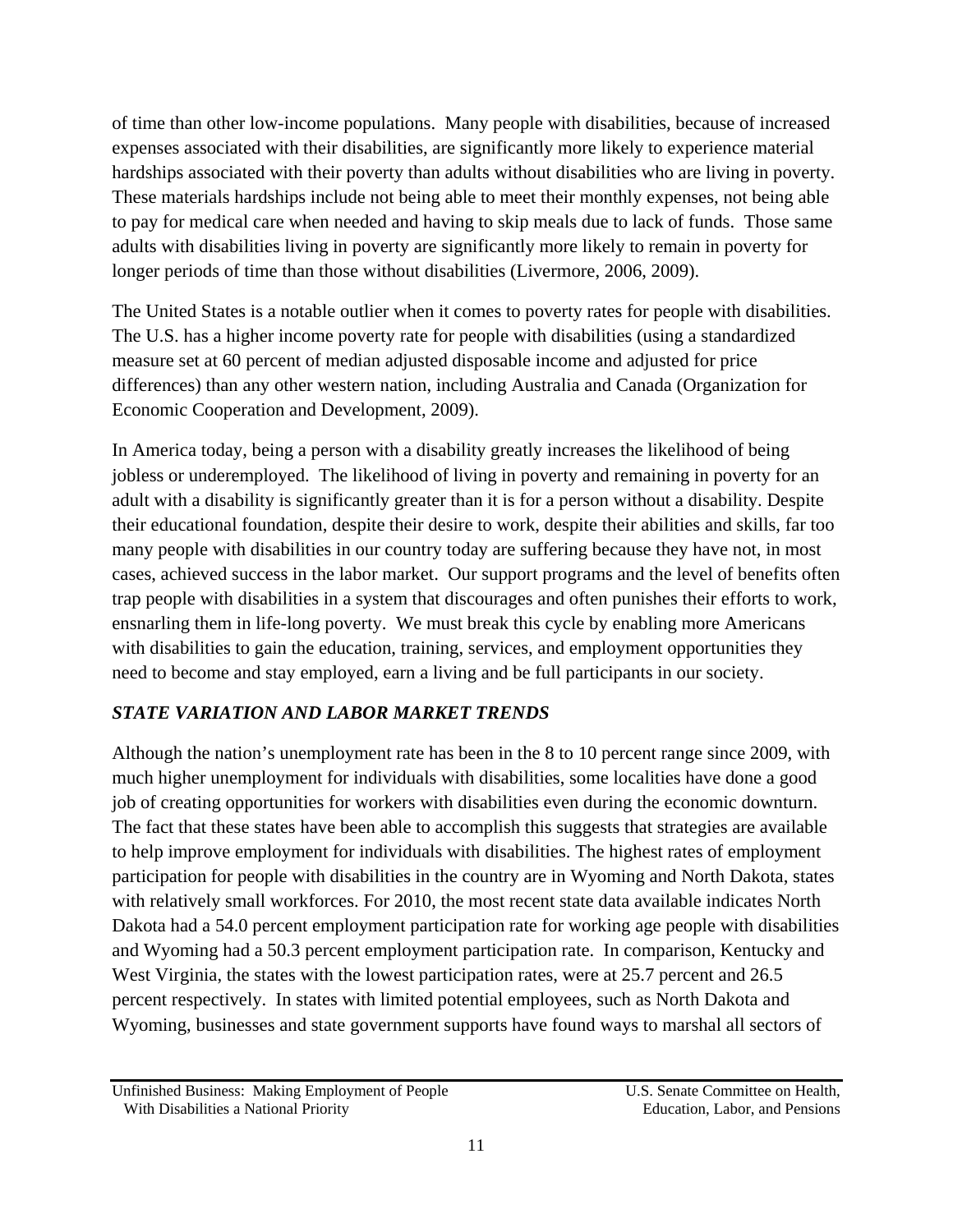of time than other low-income populations. Many people with disabilities, because of increased expenses associated with their disabilities, are significantly more likely to experience material hardships associated with their poverty than adults without disabilities who are living in poverty. These materials hardships include not being able to meet their monthly expenses, not being able to pay for medical care when needed and having to skip meals due to lack of funds. Those same adults with disabilities living in poverty are significantly more likely to remain in poverty for longer periods of time than those without disabilities (Livermore, 2006, 2009).

The United States is a notable outlier when it comes to poverty rates for people with disabilities. The U.S. has a higher income poverty rate for people with disabilities (using a standardized measure set at 60 percent of median adjusted disposable income and adjusted for price differences) than any other western nation, including Australia and Canada (Organization for Economic Cooperation and Development, 2009).

In America today, being a person with a disability greatly increases the likelihood of being jobless or underemployed. The likelihood of living in poverty and remaining in poverty for an adult with a disability is significantly greater than it is for a person without a disability. Despite their educational foundation, despite their desire to work, despite their abilities and skills, far too many people with disabilities in our country today are suffering because they have not, in most cases, achieved success in the labor market. Our support programs and the level of benefits often trap people with disabilities in a system that discourages and often punishes their efforts to work, ensnarling them in life-long poverty. We must break this cycle by enabling more Americans with disabilities to gain the education, training, services, and employment opportunities they need to become and stay employed, earn a living and be full participants in our society.

### *STATE VARIATION AND LABOR MARKET TRENDS*

Although the nation's unemployment rate has been in the 8 to 10 percent range since 2009, with much higher unemployment for individuals with disabilities, some localities have done a good job of creating opportunities for workers with disabilities even during the economic downturn. The fact that these states have been able to accomplish this suggests that strategies are available to help improve employment for individuals with disabilities. The highest rates of employment participation for people with disabilities in the country are in Wyoming and North Dakota, states with relatively small workforces. For 2010, the most recent state data available indicates North Dakota had a 54.0 percent employment participation rate for working age people with disabilities and Wyoming had a 50.3 percent employment participation rate. In comparison, Kentucky and West Virginia, the states with the lowest participation rates, were at 25.7 percent and 26.5 percent respectively. In states with limited potential employees, such as North Dakota and Wyoming, businesses and state government supports have found ways to marshal all sectors of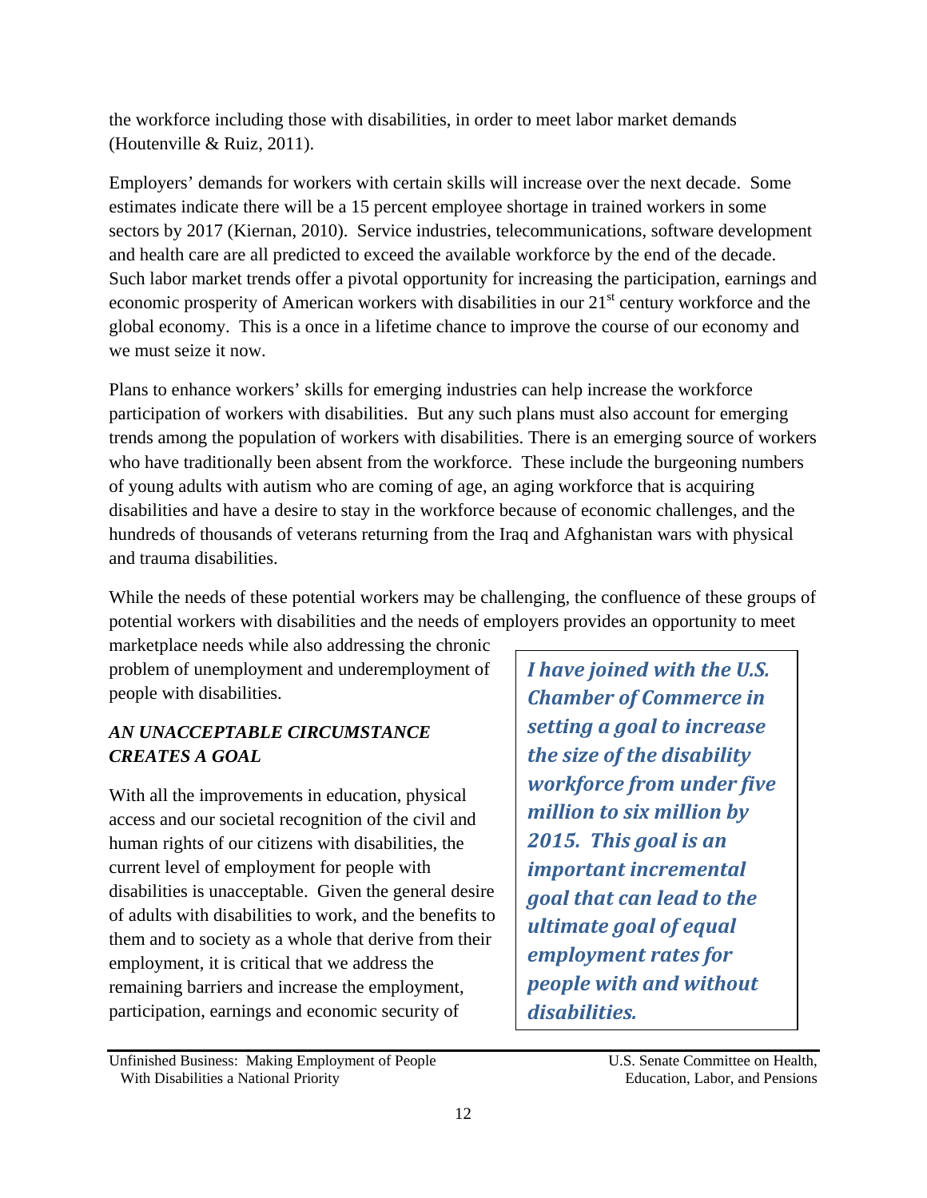the workforce including those with disabilities, in order to meet labor market demands (Houtenville & Ruiz, 2011).

Employers' demands for workers with certain skills will increase over the next decade. Some estimates indicate there will be a 15 percent employee shortage in trained workers in some sectors by 2017 (Kiernan, 2010). Service industries, telecommunications, software development and health care are all predicted to exceed the available workforce by the end of the decade. Such labor market trends offer a pivotal opportunity for increasing the participation, earnings and economic prosperity of American workers with disabilities in our 21st century workforce and the global economy. This is a once in a lifetime chance to improve the course of our economy and we must seize it now.

Plans to enhance workers' skills for emerging industries can help increase the workforce participation of workers with disabilities. But any such plans must also account for emerging trends among the population of workers with disabilities. There is an emerging source of workers who have traditionally been absent from the workforce. These include the burgeoning numbers of young adults with autism who are coming of age, an aging workforce that is acquiring disabilities and have a desire to stay in the workforce because of economic challenges, and the hundreds of thousands of veterans returning from the Iraq and Afghanistan wars with physical and trauma disabilities.

While the needs of these potential workers may be challenging, the confluence of these groups of potential workers with disabilities and the needs of employers provides an opportunity to meet marketplace needs while also addressing the chronic problem of unemployment and underemployment of people with disabilities.

> ***I have joined with the U.S. Chamber of Commerce in setting a goal to increase the size of the disability workforce from under five million to six million by 2015. This goal is an important incremental goal that can lead to the ultimate goal of equal employment rates for people with and without disabilities.***

### *AN UNACCEPTABLE CIRCUMSTANCE CREATES A GOAL*

With all the improvements in education, physical access and our societal recognition of the civil and human rights of our citizens with disabilities, the current level of employment for people with disabilities is unacceptable. Given the general desire of adults with disabilities to work, and the benefits to them and to society as a whole that derive from their employment, it is critical that we address the remaining barriers and increase the employment, participation, earnings and economic security of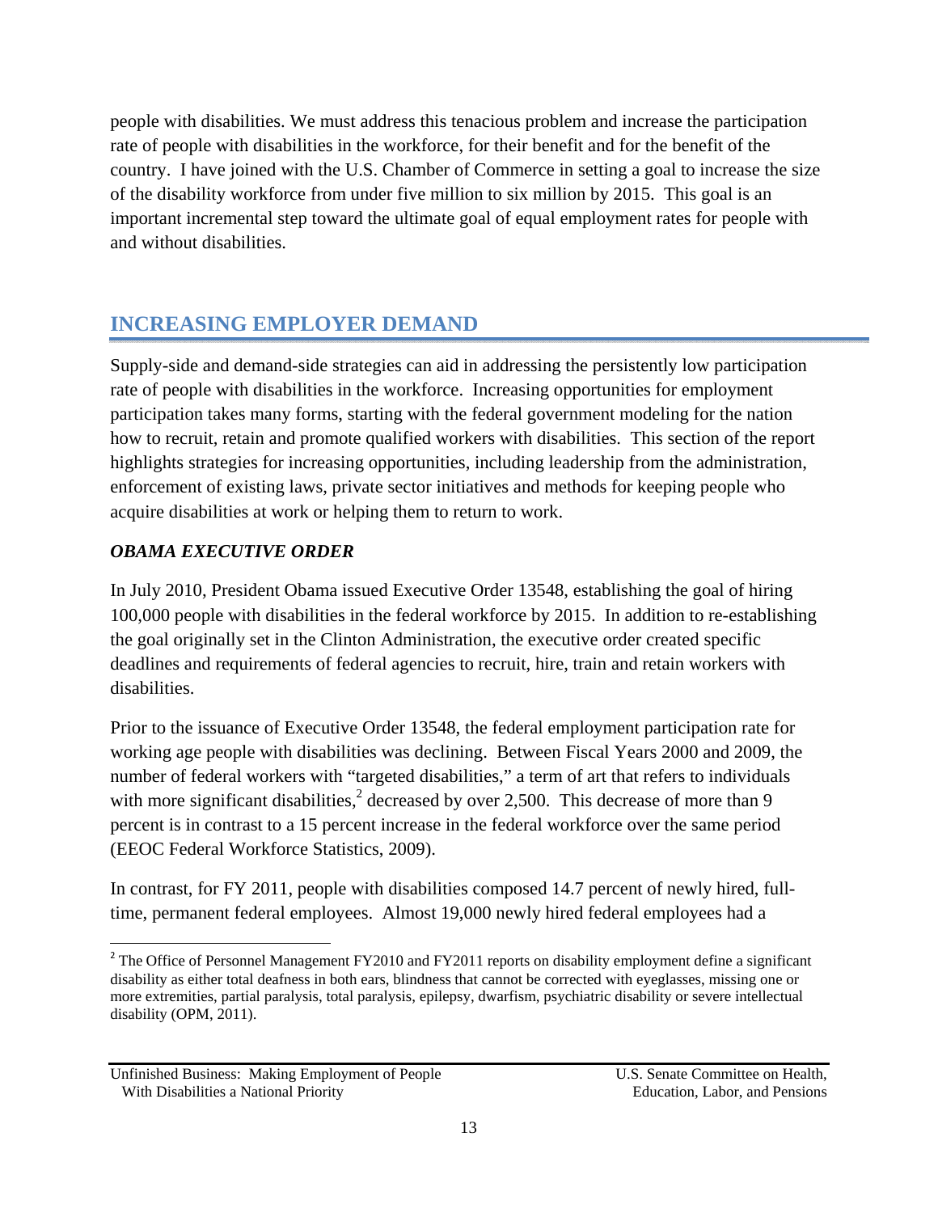people with disabilities. We must address this tenacious problem and increase the participation rate of people with disabilities in the workforce, for their benefit and for the benefit of the country. I have joined with the U.S. Chamber of Commerce in setting a goal to increase the size of the disability workforce from under five million to six million by 2015. This goal is an important incremental step toward the ultimate goal of equal employment rates for people with and without disabilities.

## INCREASING EMPLOYER DEMAND

Supply-side and demand-side strategies can aid in addressing the persistently low participation rate of people with disabilities in the workforce. Increasing opportunities for employment participation takes many forms, starting with the federal government modeling for the nation how to recruit, retain and promote qualified workers with disabilities. This section of the report highlights strategies for increasing opportunities, including leadership from the administration, enforcement of existing laws, private sector initiatives and methods for keeping people who acquire disabilities at work or helping them to return to work.

### *OBAMA EXECUTIVE ORDER*

In July 2010, President Obama issued Executive Order 13548, establishing the goal of hiring 100,000 people with disabilities in the federal workforce by 2015. In addition to re-establishing the goal originally set in the Clinton Administration, the executive order created specific deadlines and requirements of federal agencies to recruit, hire, train and retain workers with disabilities.

Prior to the issuance of Executive Order 13548, the federal employment participation rate for working age people with disabilities was declining. Between Fiscal Years 2000 and 2009, the number of federal workers with "targeted disabilities," a term of art that refers to individuals with more significant disabilities,[2] decreased by over 2,500. This decrease of more than 9 percent is in contrast to a 15 percent increase in the federal workforce over the same period (EEOC Federal Workforce Statistics, 2009).

In contrast, for FY 2011, people with disabilities composed 14.7 percent of newly hired, full-time, permanent federal employees. Almost 19,000 newly hired federal employees had a

---

[2] The Office of Personnel Management FY2010 and FY2011 reports on disability employment define a significant disability as either total deafness in both ears, blindness that cannot be corrected with eyeglasses, missing one or more extremities, partial paralysis, total paralysis, epilepsy, dwarfism, psychiatric disability or severe intellectual disability (OPM, 2011).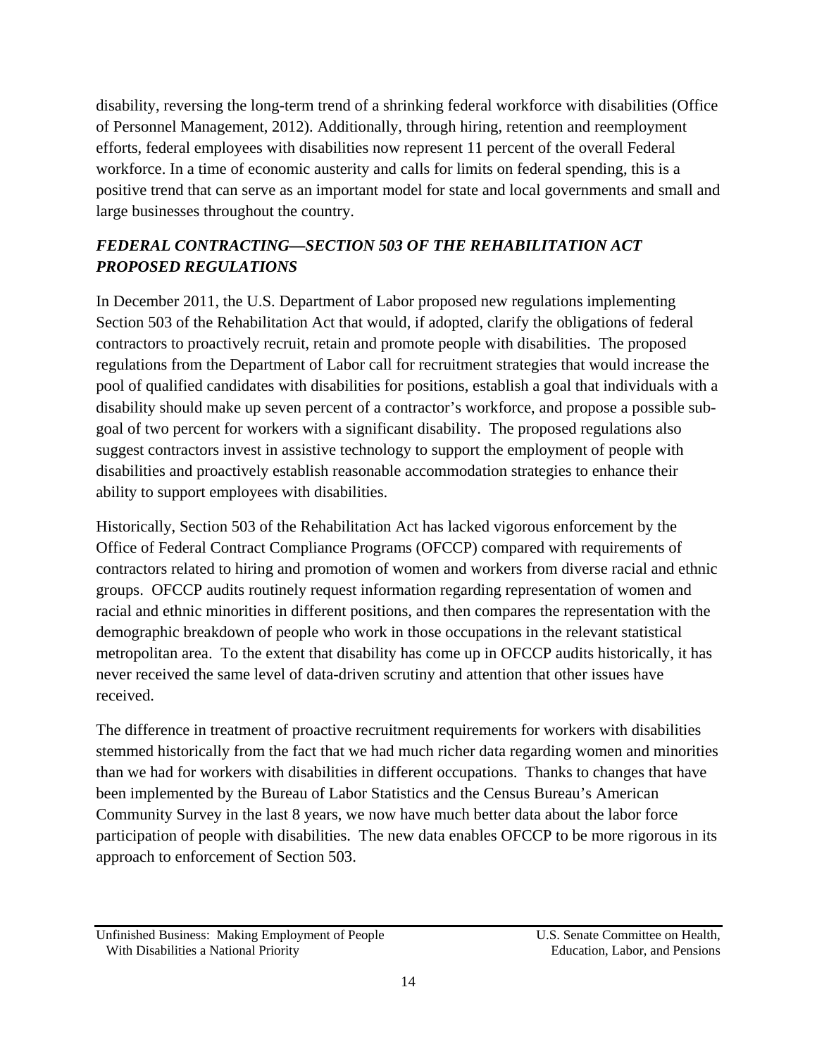disability, reversing the long-term trend of a shrinking federal workforce with disabilities (Office of Personnel Management, 2012). Additionally, through hiring, retention and reemployment efforts, federal employees with disabilities now represent 11 percent of the overall Federal workforce. In a time of economic austerity and calls for limits on federal spending, this is a positive trend that can serve as an important model for state and local governments and small and large businesses throughout the country.

### *FEDERAL CONTRACTING—SECTION 503 OF THE REHABILITATION ACT PROPOSED REGULATIONS*

In December 2011, the U.S. Department of Labor proposed new regulations implementing Section 503 of the Rehabilitation Act that would, if adopted, clarify the obligations of federal contractors to proactively recruit, retain and promote people with disabilities. The proposed regulations from the Department of Labor call for recruitment strategies that would increase the pool of qualified candidates with disabilities for positions, establish a goal that individuals with a disability should make up seven percent of a contractor's workforce, and propose a possible sub-goal of two percent for workers with a significant disability. The proposed regulations also suggest contractors invest in assistive technology to support the employment of people with disabilities and proactively establish reasonable accommodation strategies to enhance their ability to support employees with disabilities.

Historically, Section 503 of the Rehabilitation Act has lacked vigorous enforcement by the Office of Federal Contract Compliance Programs (OFCCP) compared with requirements of contractors related to hiring and promotion of women and workers from diverse racial and ethnic groups. OFCCP audits routinely request information regarding representation of women and racial and ethnic minorities in different positions, and then compares the representation with the demographic breakdown of people who work in those occupations in the relevant statistical metropolitan area. To the extent that disability has come up in OFCCP audits historically, it has never received the same level of data-driven scrutiny and attention that other issues have received.

The difference in treatment of proactive recruitment requirements for workers with disabilities stemmed historically from the fact that we had much richer data regarding women and minorities than we had for workers with disabilities in different occupations. Thanks to changes that have been implemented by the Bureau of Labor Statistics and the Census Bureau's American Community Survey in the last 8 years, we now have much better data about the labor force participation of people with disabilities. The new data enables OFCCP to be more rigorous in its approach to enforcement of Section 503.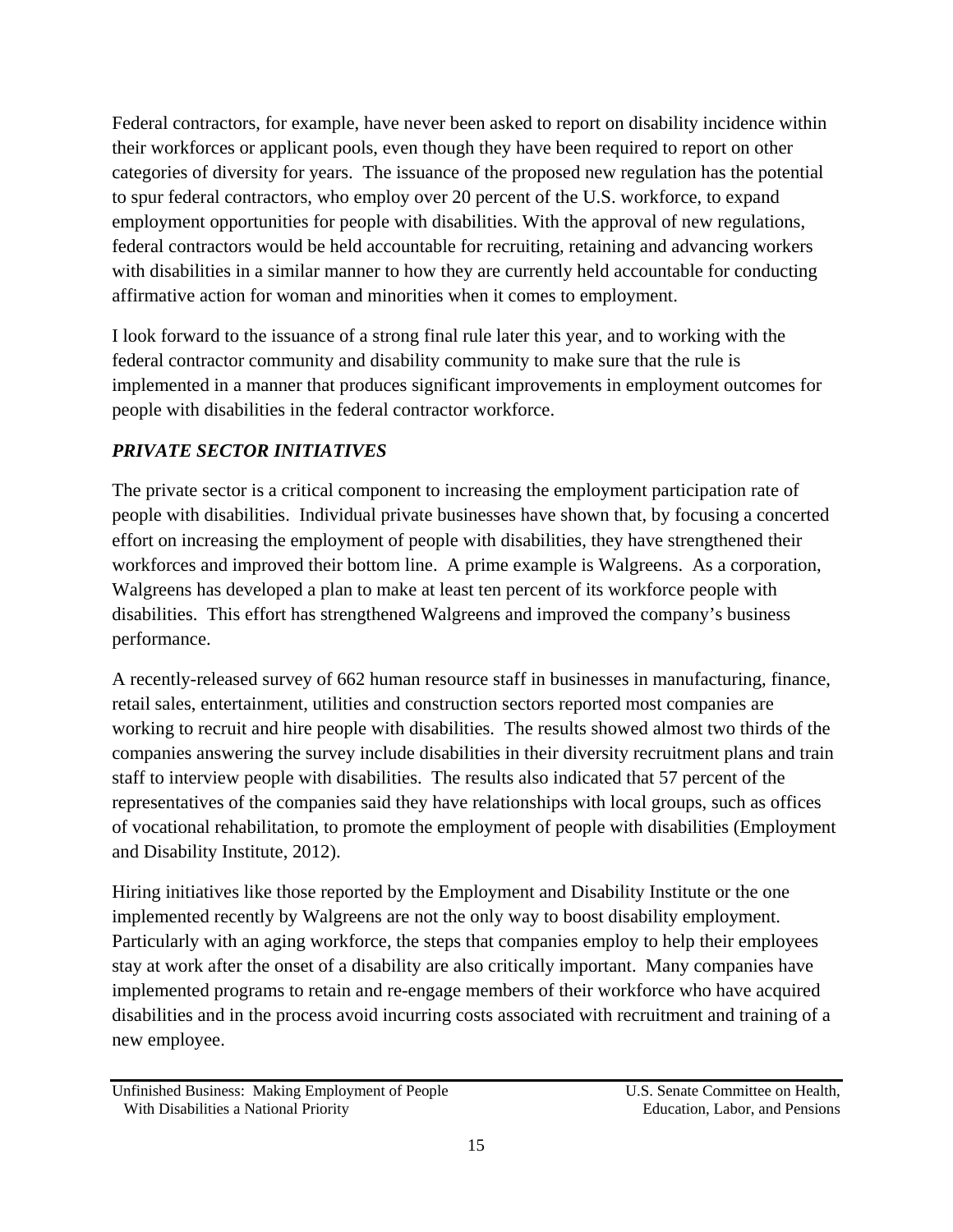Federal contractors, for example, have never been asked to report on disability incidence within their workforces or applicant pools, even though they have been required to report on other categories of diversity for years. The issuance of the proposed new regulation has the potential to spur federal contractors, who employ over 20 percent of the U.S. workforce, to expand employment opportunities for people with disabilities. With the approval of new regulations, federal contractors would be held accountable for recruiting, retaining and advancing workers with disabilities in a similar manner to how they are currently held accountable for conducting affirmative action for woman and minorities when it comes to employment.

I look forward to the issuance of a strong final rule later this year, and to working with the federal contractor community and disability community to make sure that the rule is implemented in a manner that produces significant improvements in employment outcomes for people with disabilities in the federal contractor workforce.

### *PRIVATE SECTOR INITIATIVES*

The private sector is a critical component to increasing the employment participation rate of people with disabilities. Individual private businesses have shown that, by focusing a concerted effort on increasing the employment of people with disabilities, they have strengthened their workforces and improved their bottom line. A prime example is Walgreens. As a corporation, Walgreens has developed a plan to make at least ten percent of its workforce people with disabilities. This effort has strengthened Walgreens and improved the company's business performance.

A recently-released survey of 662 human resource staff in businesses in manufacturing, finance, retail sales, entertainment, utilities and construction sectors reported most companies are working to recruit and hire people with disabilities. The results showed almost two thirds of the companies answering the survey include disabilities in their diversity recruitment plans and train staff to interview people with disabilities. The results also indicated that 57 percent of the representatives of the companies said they have relationships with local groups, such as offices of vocational rehabilitation, to promote the employment of people with disabilities (Employment and Disability Institute, 2012).

Hiring initiatives like those reported by the Employment and Disability Institute or the one implemented recently by Walgreens are not the only way to boost disability employment. Particularly with an aging workforce, the steps that companies employ to help their employees stay at work after the onset of a disability are also critically important. Many companies have implemented programs to retain and re-engage members of their workforce who have acquired disabilities and in the process avoid incurring costs associated with recruitment and training of a new employee.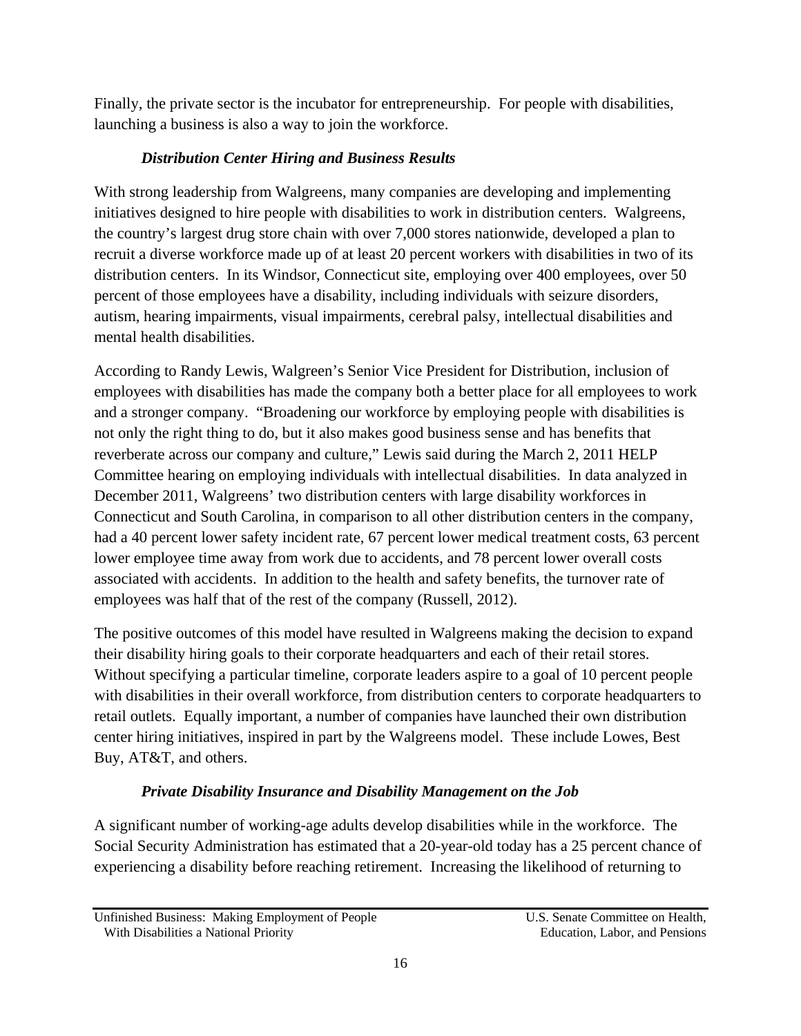Finally, the private sector is the incubator for entrepreneurship. For people with disabilities, launching a business is also a way to join the workforce.

### *Distribution Center Hiring and Business Results*

With strong leadership from Walgreens, many companies are developing and implementing initiatives designed to hire people with disabilities to work in distribution centers. Walgreens, the country's largest drug store chain with over 7,000 stores nationwide, developed a plan to recruit a diverse workforce made up of at least 20 percent workers with disabilities in two of its distribution centers. In its Windsor, Connecticut site, employing over 400 employees, over 50 percent of those employees have a disability, including individuals with seizure disorders, autism, hearing impairments, visual impairments, cerebral palsy, intellectual disabilities and mental health disabilities.

According to Randy Lewis, Walgreen's Senior Vice President for Distribution, inclusion of employees with disabilities has made the company both a better place for all employees to work and a stronger company. "Broadening our workforce by employing people with disabilities is not only the right thing to do, but it also makes good business sense and has benefits that reverberate across our company and culture," Lewis said during the March 2, 2011 HELP Committee hearing on employing individuals with intellectual disabilities. In data analyzed in December 2011, Walgreens' two distribution centers with large disability workforces in Connecticut and South Carolina, in comparison to all other distribution centers in the company, had a 40 percent lower safety incident rate, 67 percent lower medical treatment costs, 63 percent lower employee time away from work due to accidents, and 78 percent lower overall costs associated with accidents. In addition to the health and safety benefits, the turnover rate of employees was half that of the rest of the company (Russell, 2012).

The positive outcomes of this model have resulted in Walgreens making the decision to expand their disability hiring goals to their corporate headquarters and each of their retail stores. Without specifying a particular timeline, corporate leaders aspire to a goal of 10 percent people with disabilities in their overall workforce, from distribution centers to corporate headquarters to retail outlets. Equally important, a number of companies have launched their own distribution center hiring initiatives, inspired in part by the Walgreens model. These include Lowes, Best Buy, AT&T, and others.

### *Private Disability Insurance and Disability Management on the Job*

A significant number of working-age adults develop disabilities while in the workforce. The Social Security Administration has estimated that a 20-year-old today has a 25 percent chance of experiencing a disability before reaching retirement. Increasing the likelihood of returning to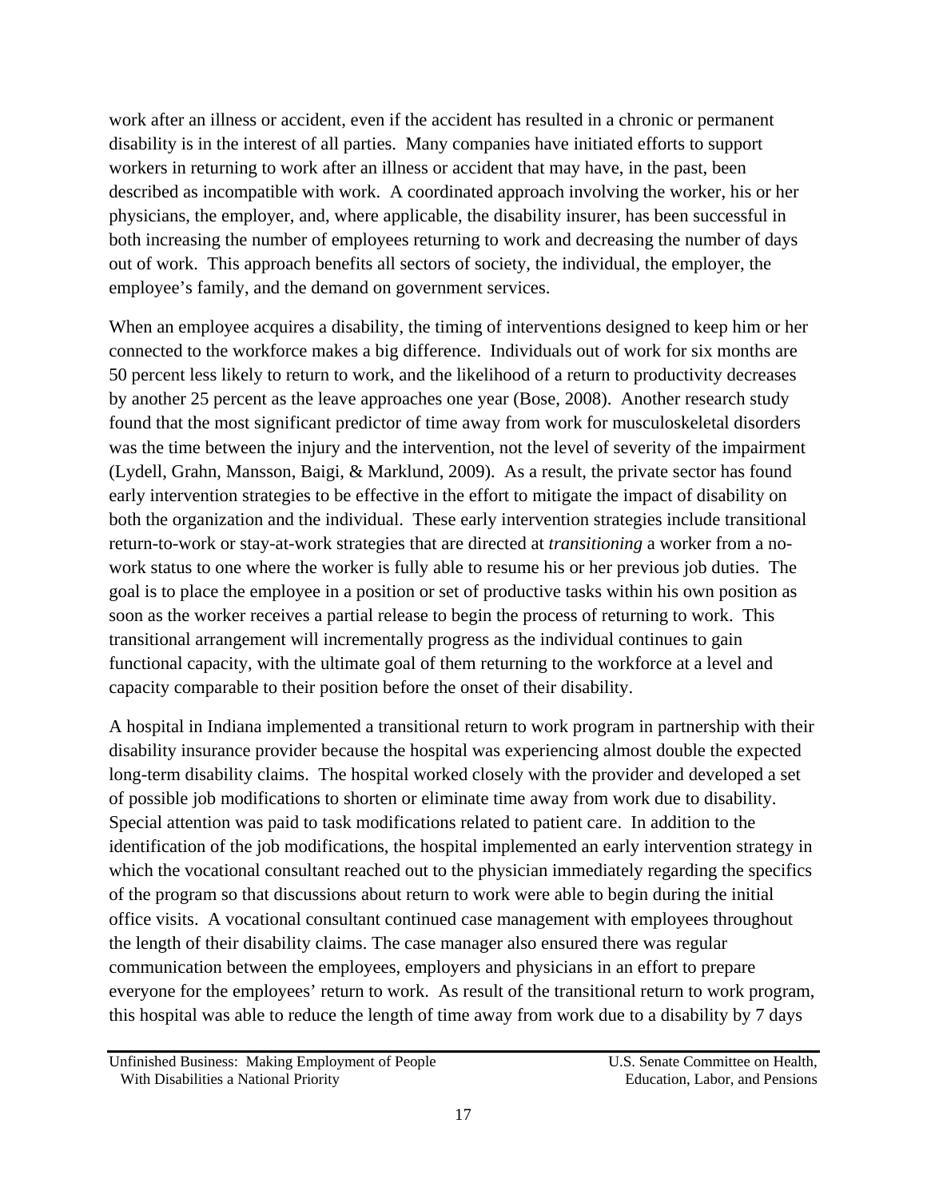work after an illness or accident, even if the accident has resulted in a chronic or permanent disability is in the interest of all parties. Many companies have initiated efforts to support workers in returning to work after an illness or accident that may have, in the past, been described as incompatible with work. A coordinated approach involving the worker, his or her physicians, the employer, and, where applicable, the disability insurer, has been successful in both increasing the number of employees returning to work and decreasing the number of days out of work. This approach benefits all sectors of society, the individual, the employer, the employee's family, and the demand on government services.

When an employee acquires a disability, the timing of interventions designed to keep him or her connected to the workforce makes a big difference. Individuals out of work for six months are 50 percent less likely to return to work, and the likelihood of a return to productivity decreases by another 25 percent as the leave approaches one year (Bose, 2008). Another research study found that the most significant predictor of time away from work for musculoskeletal disorders was the time between the injury and the intervention, not the level of severity of the impairment (Lydell, Grahn, Mansson, Baigi, & Marklund, 2009). As a result, the private sector has found early intervention strategies to be effective in the effort to mitigate the impact of disability on both the organization and the individual. These early intervention strategies include transitional return-to-work or stay-at-work strategies that are directed at *transitioning* a worker from a no-work status to one where the worker is fully able to resume his or her previous job duties. The goal is to place the employee in a position or set of productive tasks within his own position as soon as the worker receives a partial release to begin the process of returning to work. This transitional arrangement will incrementally progress as the individual continues to gain functional capacity, with the ultimate goal of them returning to the workforce at a level and capacity comparable to their position before the onset of their disability.

A hospital in Indiana implemented a transitional return to work program in partnership with their disability insurance provider because the hospital was experiencing almost double the expected long-term disability claims. The hospital worked closely with the provider and developed a set of possible job modifications to shorten or eliminate time away from work due to disability. Special attention was paid to task modifications related to patient care. In addition to the identification of the job modifications, the hospital implemented an early intervention strategy in which the vocational consultant reached out to the physician immediately regarding the specifics of the program so that discussions about return to work were able to begin during the initial office visits. A vocational consultant continued case management with employees throughout the length of their disability claims. The case manager also ensured there was regular communication between the employees, employers and physicians in an effort to prepare everyone for the employees' return to work. As result of the transitional return to work program, this hospital was able to reduce the length of time away from work due to a disability by 7 days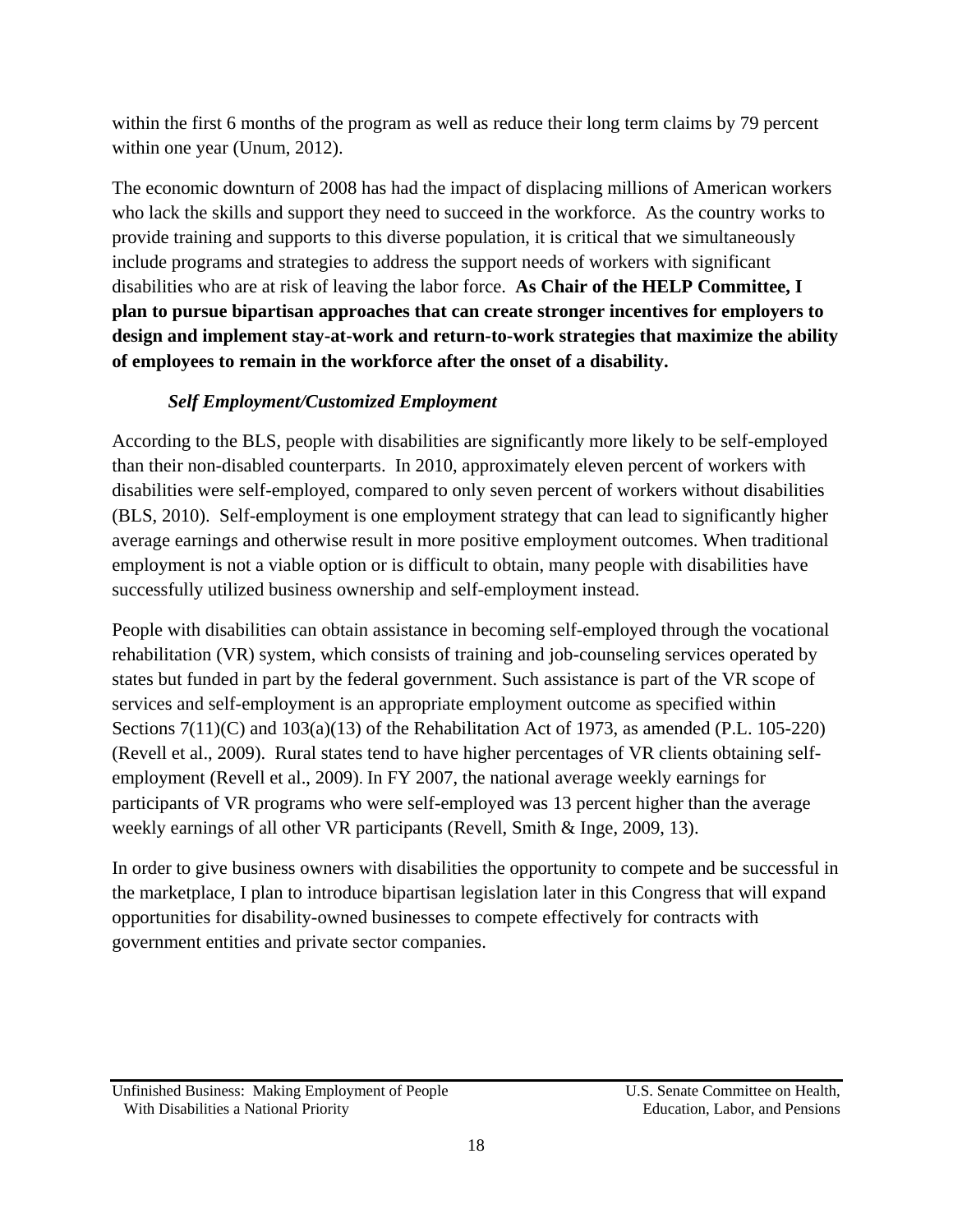within the first 6 months of the program as well as reduce their long term claims by 79 percent within one year (Unum, 2012).

The economic downturn of 2008 has had the impact of displacing millions of American workers who lack the skills and support they need to succeed in the workforce. As the country works to provide training and supports to this diverse population, it is critical that we simultaneously include programs and strategies to address the support needs of workers with significant disabilities who are at risk of leaving the labor force. **As Chair of the HELP Committee, I plan to pursue bipartisan approaches that can create stronger incentives for employers to design and implement stay-at-work and return-to-work strategies that maximize the ability of employees to remain in the workforce after the onset of a disability.**

***Self Employment/Customized Employment***

According to the BLS, people with disabilities are significantly more likely to be self-employed than their non-disabled counterparts. In 2010, approximately eleven percent of workers with disabilities were self-employed, compared to only seven percent of workers without disabilities (BLS, 2010). Self-employment is one employment strategy that can lead to significantly higher average earnings and otherwise result in more positive employment outcomes. When traditional employment is not a viable option or is difficult to obtain, many people with disabilities have successfully utilized business ownership and self-employment instead.

People with disabilities can obtain assistance in becoming self-employed through the vocational rehabilitation (VR) system, which consists of training and job-counseling services operated by states but funded in part by the federal government. Such assistance is part of the VR scope of services and self-employment is an appropriate employment outcome as specified within Sections 7(11)(C) and 103(a)(13) of the Rehabilitation Act of 1973, as amended (P.L. 105-220) (Revell et al., 2009). Rural states tend to have higher percentages of VR clients obtaining self-employment (Revell et al., 2009). In FY 2007, the national average weekly earnings for participants of VR programs who were self-employed was 13 percent higher than the average weekly earnings of all other VR participants (Revell, Smith & Inge, 2009, 13).

In order to give business owners with disabilities the opportunity to compete and be successful in the marketplace, I plan to introduce bipartisan legislation later in this Congress that will expand opportunities for disability-owned businesses to compete effectively for contracts with government entities and private sector companies.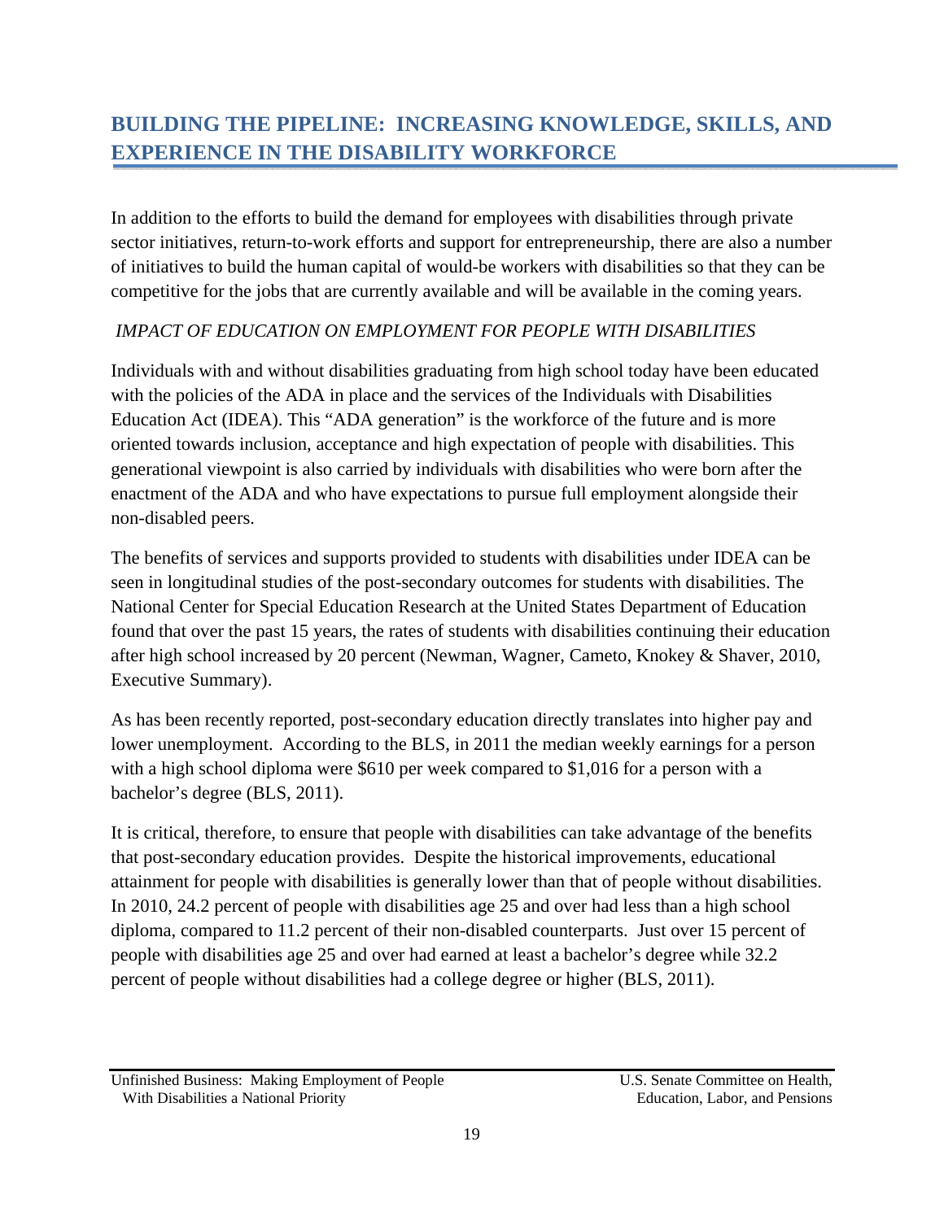## BUILDING THE PIPELINE: INCREASING KNOWLEDGE, SKILLS, AND EXPERIENCE IN THE DISABILITY WORKFORCE

In addition to the efforts to build the demand for employees with disabilities through private sector initiatives, return-to-work efforts and support for entrepreneurship, there are also a number of initiatives to build the human capital of would-be workers with disabilities so that they can be competitive for the jobs that are currently available and will be available in the coming years.

### *IMPACT OF EDUCATION ON EMPLOYMENT FOR PEOPLE WITH DISABILITIES*

Individuals with and without disabilities graduating from high school today have been educated with the policies of the ADA in place and the services of the Individuals with Disabilities Education Act (IDEA). This "ADA generation" is the workforce of the future and is more oriented towards inclusion, acceptance and high expectation of people with disabilities. This generational viewpoint is also carried by individuals with disabilities who were born after the enactment of the ADA and who have expectations to pursue full employment alongside their non-disabled peers.

The benefits of services and supports provided to students with disabilities under IDEA can be seen in longitudinal studies of the post-secondary outcomes for students with disabilities. The National Center for Special Education Research at the United States Department of Education found that over the past 15 years, the rates of students with disabilities continuing their education after high school increased by 20 percent (Newman, Wagner, Cameto, Knokey & Shaver, 2010, Executive Summary).

As has been recently reported, post-secondary education directly translates into higher pay and lower unemployment. According to the BLS, in 2011 the median weekly earnings for a person with a high school diploma were $610 per week compared to $1,016 for a person with a bachelor's degree (BLS, 2011).

It is critical, therefore, to ensure that people with disabilities can take advantage of the benefits that post-secondary education provides. Despite the historical improvements, educational attainment for people with disabilities is generally lower than that of people without disabilities. In 2010, 24.2 percent of people with disabilities age 25 and over had less than a high school diploma, compared to 11.2 percent of their non-disabled counterparts. Just over 15 percent of people with disabilities age 25 and over had earned at least a bachelor's degree while 32.2 percent of people without disabilities had a college degree or higher (BLS, 2011).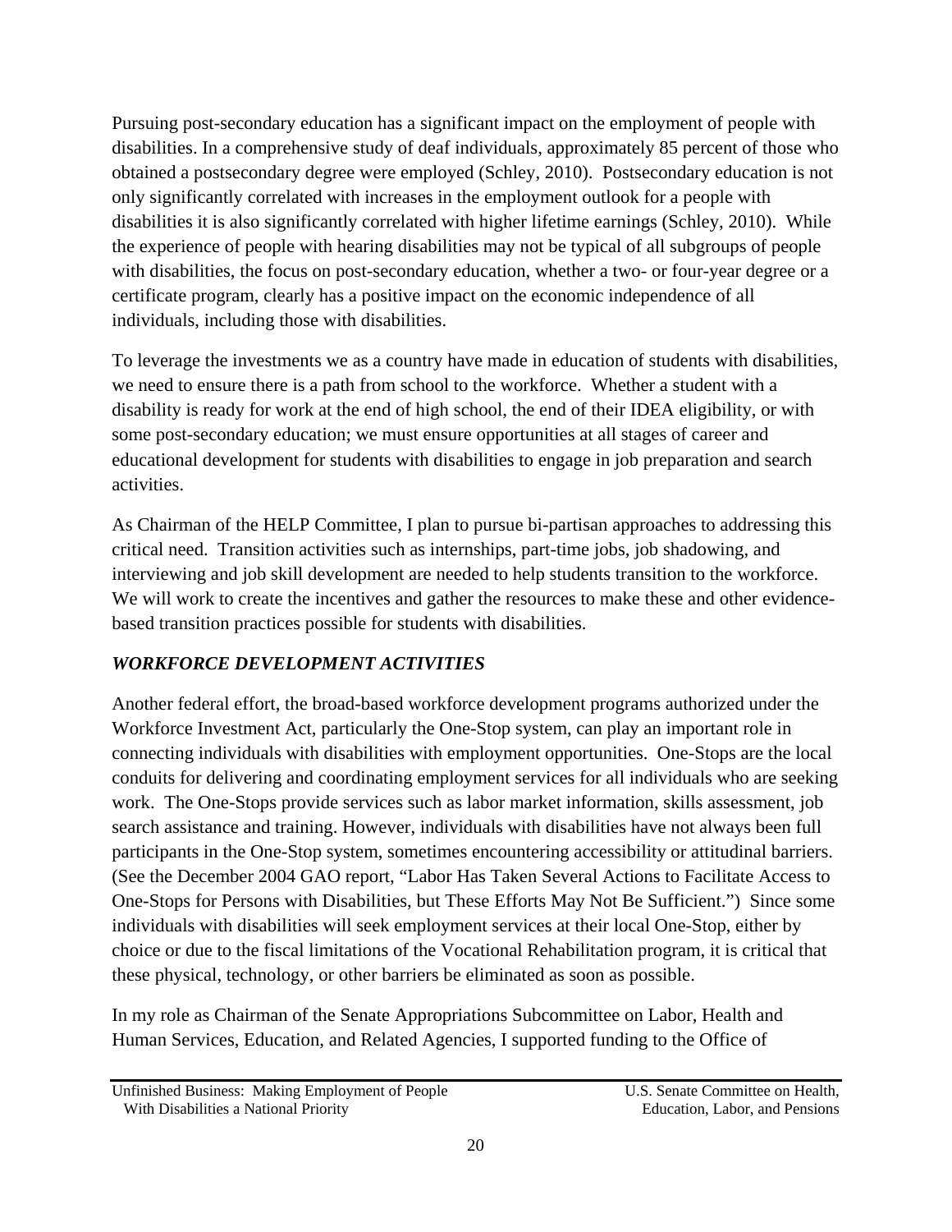Pursuing post-secondary education has a significant impact on the employment of people with disabilities. In a comprehensive study of deaf individuals, approximately 85 percent of those who obtained a postsecondary degree were employed (Schley, 2010). Postsecondary education is not only significantly correlated with increases in the employment outlook for a people with disabilities it is also significantly correlated with higher lifetime earnings (Schley, 2010). While the experience of people with hearing disabilities may not be typical of all subgroups of people with disabilities, the focus on post-secondary education, whether a two- or four-year degree or a certificate program, clearly has a positive impact on the economic independence of all individuals, including those with disabilities.

To leverage the investments we as a country have made in education of students with disabilities, we need to ensure there is a path from school to the workforce. Whether a student with a disability is ready for work at the end of high school, the end of their IDEA eligibility, or with some post-secondary education; we must ensure opportunities at all stages of career and educational development for students with disabilities to engage in job preparation and search activities.

As Chairman of the HELP Committee, I plan to pursue bi-partisan approaches to addressing this critical need. Transition activities such as internships, part-time jobs, job shadowing, and interviewing and job skill development are needed to help students transition to the workforce. We will work to create the incentives and gather the resources to make these and other evidence-based transition practices possible for students with disabilities.

### *WORKFORCE DEVELOPMENT ACTIVITIES*

Another federal effort, the broad-based workforce development programs authorized under the Workforce Investment Act, particularly the One-Stop system, can play an important role in connecting individuals with disabilities with employment opportunities. One-Stops are the local conduits for delivering and coordinating employment services for all individuals who are seeking work. The One-Stops provide services such as labor market information, skills assessment, job search assistance and training. However, individuals with disabilities have not always been full participants in the One-Stop system, sometimes encountering accessibility or attitudinal barriers. (See the December 2004 GAO report, "Labor Has Taken Several Actions to Facilitate Access to One-Stops for Persons with Disabilities, but These Efforts May Not Be Sufficient.") Since some individuals with disabilities will seek employment services at their local One-Stop, either by choice or due to the fiscal limitations of the Vocational Rehabilitation program, it is critical that these physical, technology, or other barriers be eliminated as soon as possible.

In my role as Chairman of the Senate Appropriations Subcommittee on Labor, Health and Human Services, Education, and Related Agencies, I supported funding to the Office of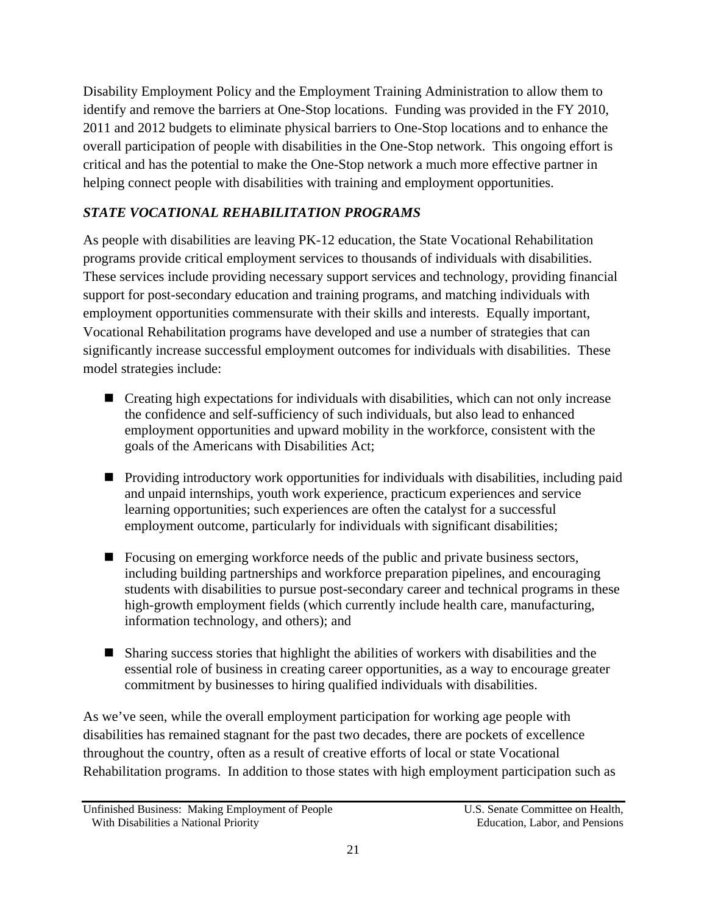Disability Employment Policy and the Employment Training Administration to allow them to identify and remove the barriers at One-Stop locations. Funding was provided in the FY 2010, 2011 and 2012 budgets to eliminate physical barriers to One-Stop locations and to enhance the overall participation of people with disabilities in the One-Stop network. This ongoing effort is critical and has the potential to make the One-Stop network a much more effective partner in helping connect people with disabilities with training and employment opportunities.

### *STATE VOCATIONAL REHABILITATION PROGRAMS*

As people with disabilities are leaving PK-12 education, the State Vocational Rehabilitation programs provide critical employment services to thousands of individuals with disabilities. These services include providing necessary support services and technology, providing financial support for post-secondary education and training programs, and matching individuals with employment opportunities commensurate with their skills and interests. Equally important, Vocational Rehabilitation programs have developed and use a number of strategies that can significantly increase successful employment outcomes for individuals with disabilities. These model strategies include:

- Creating high expectations for individuals with disabilities, which can not only increase the confidence and self-sufficiency of such individuals, but also lead to enhanced employment opportunities and upward mobility in the workforce, consistent with the goals of the Americans with Disabilities Act;
- Providing introductory work opportunities for individuals with disabilities, including paid and unpaid internships, youth work experience, practicum experiences and service learning opportunities; such experiences are often the catalyst for a successful employment outcome, particularly for individuals with significant disabilities;
- Focusing on emerging workforce needs of the public and private business sectors, including building partnerships and workforce preparation pipelines, and encouraging students with disabilities to pursue post-secondary career and technical programs in these high-growth employment fields (which currently include health care, manufacturing, information technology, and others); and
- Sharing success stories that highlight the abilities of workers with disabilities and the essential role of business in creating career opportunities, as a way to encourage greater commitment by businesses to hiring qualified individuals with disabilities.

As we've seen, while the overall employment participation for working age people with disabilities has remained stagnant for the past two decades, there are pockets of excellence throughout the country, often as a result of creative efforts of local or state Vocational Rehabilitation programs. In addition to those states with high employment participation such as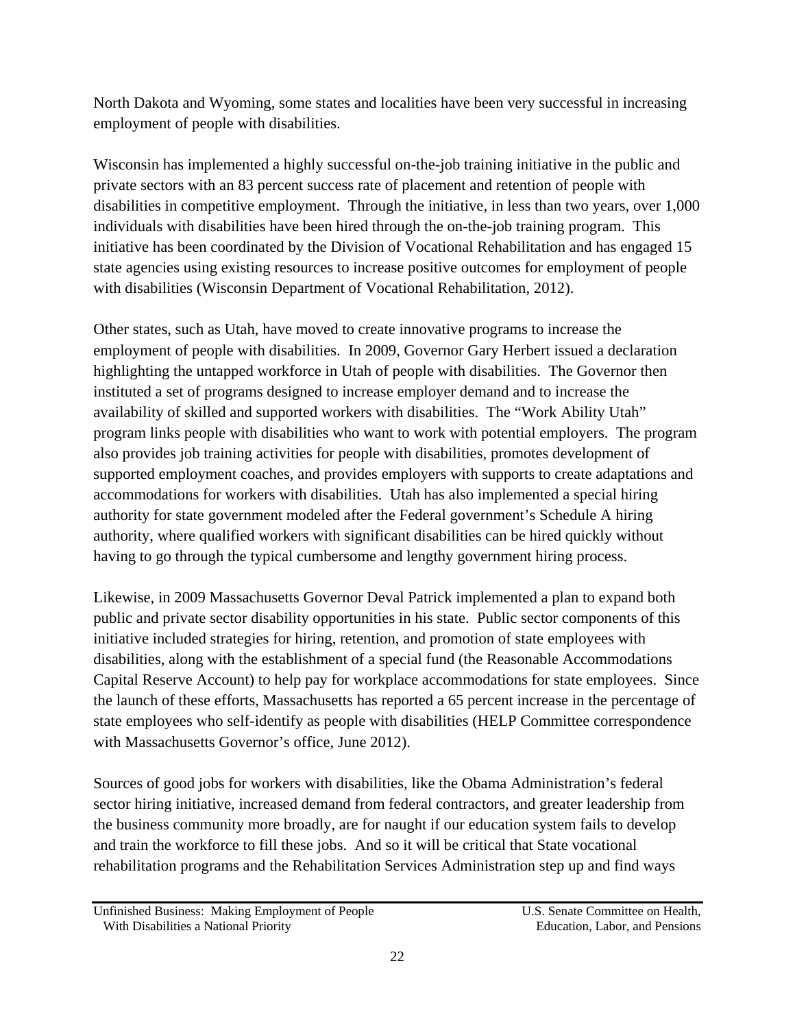North Dakota and Wyoming, some states and localities have been very successful in increasing employment of people with disabilities.

Wisconsin has implemented a highly successful on-the-job training initiative in the public and private sectors with an 83 percent success rate of placement and retention of people with disabilities in competitive employment. Through the initiative, in less than two years, over 1,000 individuals with disabilities have been hired through the on-the-job training program. This initiative has been coordinated by the Division of Vocational Rehabilitation and has engaged 15 state agencies using existing resources to increase positive outcomes for employment of people with disabilities (Wisconsin Department of Vocational Rehabilitation, 2012).

Other states, such as Utah, have moved to create innovative programs to increase the employment of people with disabilities. In 2009, Governor Gary Herbert issued a declaration highlighting the untapped workforce in Utah of people with disabilities. The Governor then instituted a set of programs designed to increase employer demand and to increase the availability of skilled and supported workers with disabilities. The "Work Ability Utah" program links people with disabilities who want to work with potential employers. The program also provides job training activities for people with disabilities, promotes development of supported employment coaches, and provides employers with supports to create adaptations and accommodations for workers with disabilities. Utah has also implemented a special hiring authority for state government modeled after the Federal government's Schedule A hiring authority, where qualified workers with significant disabilities can be hired quickly without having to go through the typical cumbersome and lengthy government hiring process.

Likewise, in 2009 Massachusetts Governor Deval Patrick implemented a plan to expand both public and private sector disability opportunities in his state. Public sector components of this initiative included strategies for hiring, retention, and promotion of state employees with disabilities, along with the establishment of a special fund (the Reasonable Accommodations Capital Reserve Account) to help pay for workplace accommodations for state employees. Since the launch of these efforts, Massachusetts has reported a 65 percent increase in the percentage of state employees who self-identify as people with disabilities (HELP Committee correspondence with Massachusetts Governor's office, June 2012).

Sources of good jobs for workers with disabilities, like the Obama Administration's federal sector hiring initiative, increased demand from federal contractors, and greater leadership from the business community more broadly, are for naught if our education system fails to develop and train the workforce to fill these jobs. And so it will be critical that State vocational rehabilitation programs and the Rehabilitation Services Administration step up and find ways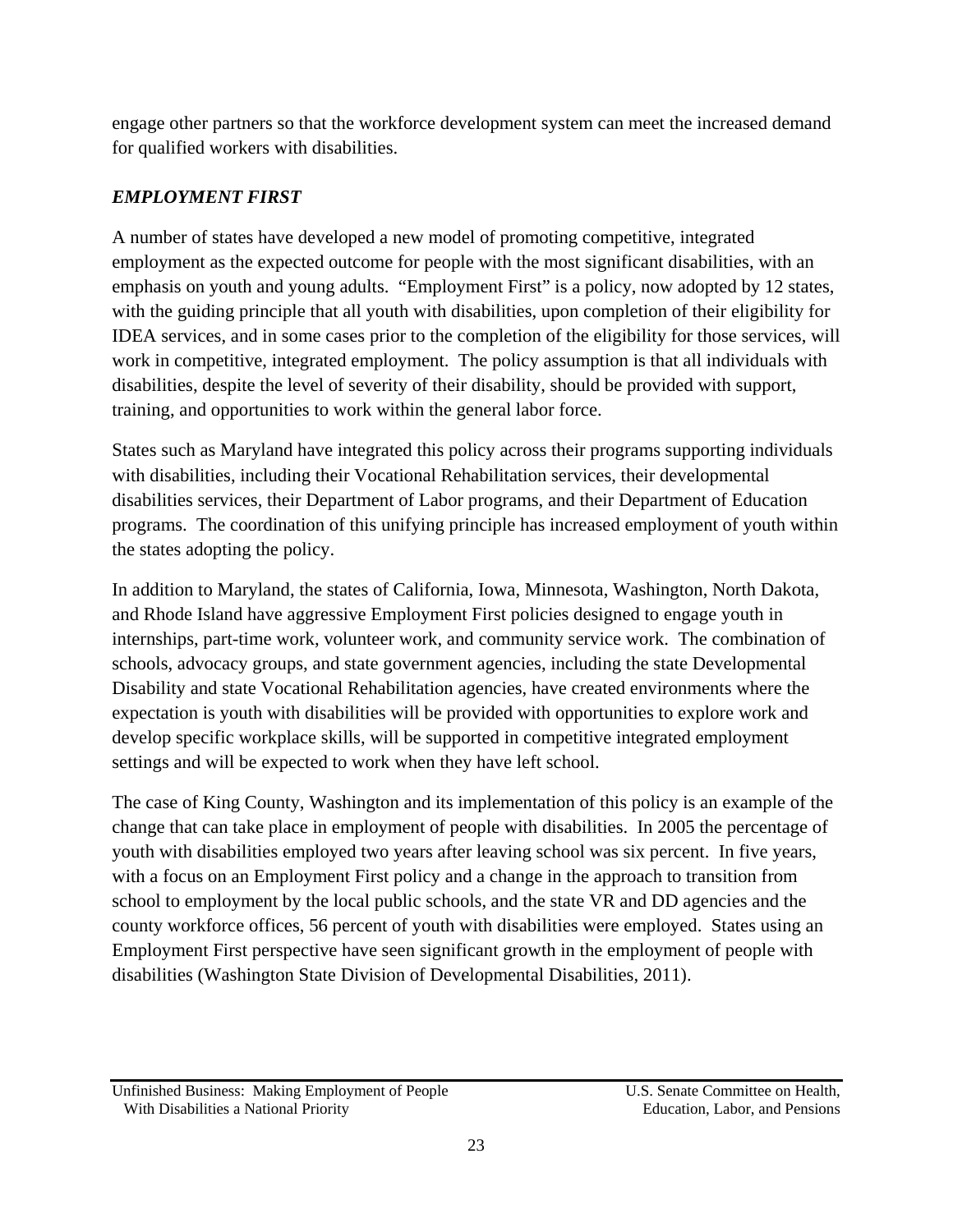engage other partners so that the workforce development system can meet the increased demand for qualified workers with disabilities.

### *EMPLOYMENT FIRST*

A number of states have developed a new model of promoting competitive, integrated employment as the expected outcome for people with the most significant disabilities, with an emphasis on youth and young adults. "Employment First" is a policy, now adopted by 12 states, with the guiding principle that all youth with disabilities, upon completion of their eligibility for IDEA services, and in some cases prior to the completion of the eligibility for those services, will work in competitive, integrated employment. The policy assumption is that all individuals with disabilities, despite the level of severity of their disability, should be provided with support, training, and opportunities to work within the general labor force.

States such as Maryland have integrated this policy across their programs supporting individuals with disabilities, including their Vocational Rehabilitation services, their developmental disabilities services, their Department of Labor programs, and their Department of Education programs. The coordination of this unifying principle has increased employment of youth within the states adopting the policy.

In addition to Maryland, the states of California, Iowa, Minnesota, Washington, North Dakota, and Rhode Island have aggressive Employment First policies designed to engage youth in internships, part-time work, volunteer work, and community service work. The combination of schools, advocacy groups, and state government agencies, including the state Developmental Disability and state Vocational Rehabilitation agencies, have created environments where the expectation is youth with disabilities will be provided with opportunities to explore work and develop specific workplace skills, will be supported in competitive integrated employment settings and will be expected to work when they have left school.

The case of King County, Washington and its implementation of this policy is an example of the change that can take place in employment of people with disabilities. In 2005 the percentage of youth with disabilities employed two years after leaving school was six percent. In five years, with a focus on an Employment First policy and a change in the approach to transition from school to employment by the local public schools, and the state VR and DD agencies and the county workforce offices, 56 percent of youth with disabilities were employed. States using an Employment First perspective have seen significant growth in the employment of people with disabilities (Washington State Division of Developmental Disabilities, 2011).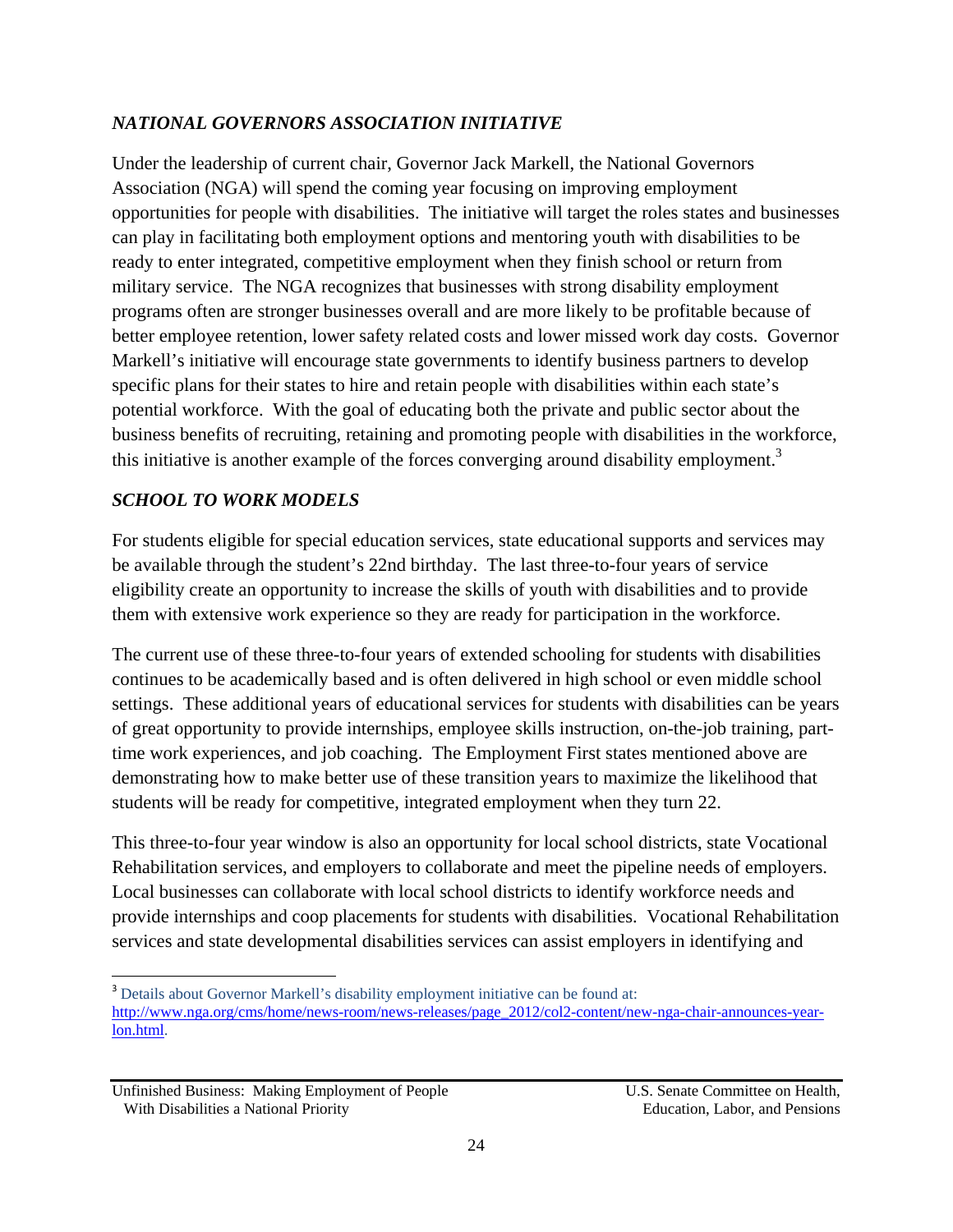### *NATIONAL GOVERNORS ASSOCIATION INITIATIVE*

Under the leadership of current chair, Governor Jack Markell, the National Governors Association (NGA) will spend the coming year focusing on improving employment opportunities for people with disabilities. The initiative will target the roles states and businesses can play in facilitating both employment options and mentoring youth with disabilities to be ready to enter integrated, competitive employment when they finish school or return from military service. The NGA recognizes that businesses with strong disability employment programs often are stronger businesses overall and are more likely to be profitable because of better employee retention, lower safety related costs and lower missed work day costs. Governor Markell's initiative will encourage state governments to identify business partners to develop specific plans for their states to hire and retain people with disabilities within each state's potential workforce. With the goal of educating both the private and public sector about the business benefits of recruiting, retaining and promoting people with disabilities in the workforce, this initiative is another example of the forces converging around disability employment.[3]

### *SCHOOL TO WORK MODELS*

For students eligible for special education services, state educational supports and services may be available through the student's 22nd birthday. The last three-to-four years of service eligibility create an opportunity to increase the skills of youth with disabilities and to provide them with extensive work experience so they are ready for participation in the workforce.

The current use of these three-to-four years of extended schooling for students with disabilities continues to be academically based and is often delivered in high school or even middle school settings. These additional years of educational services for students with disabilities can be years of great opportunity to provide internships, employee skills instruction, on-the-job training, part-time work experiences, and job coaching. The Employment First states mentioned above are demonstrating how to make better use of these transition years to maximize the likelihood that students will be ready for competitive, integrated employment when they turn 22.

This three-to-four year window is also an opportunity for local school districts, state Vocational Rehabilitation services, and employers to collaborate and meet the pipeline needs of employers. Local businesses can collaborate with local school districts to identify workforce needs and provide internships and coop placements for students with disabilities. Vocational Rehabilitation services and state developmental disabilities services can assist employers in identifying and

---

[3] Details about Governor Markell's disability employment initiative can be found at: http://www.nga.org/cms/home/news-room/news-releases/page_2012/col2-content/new-nga-chair-announces-year-lon.html.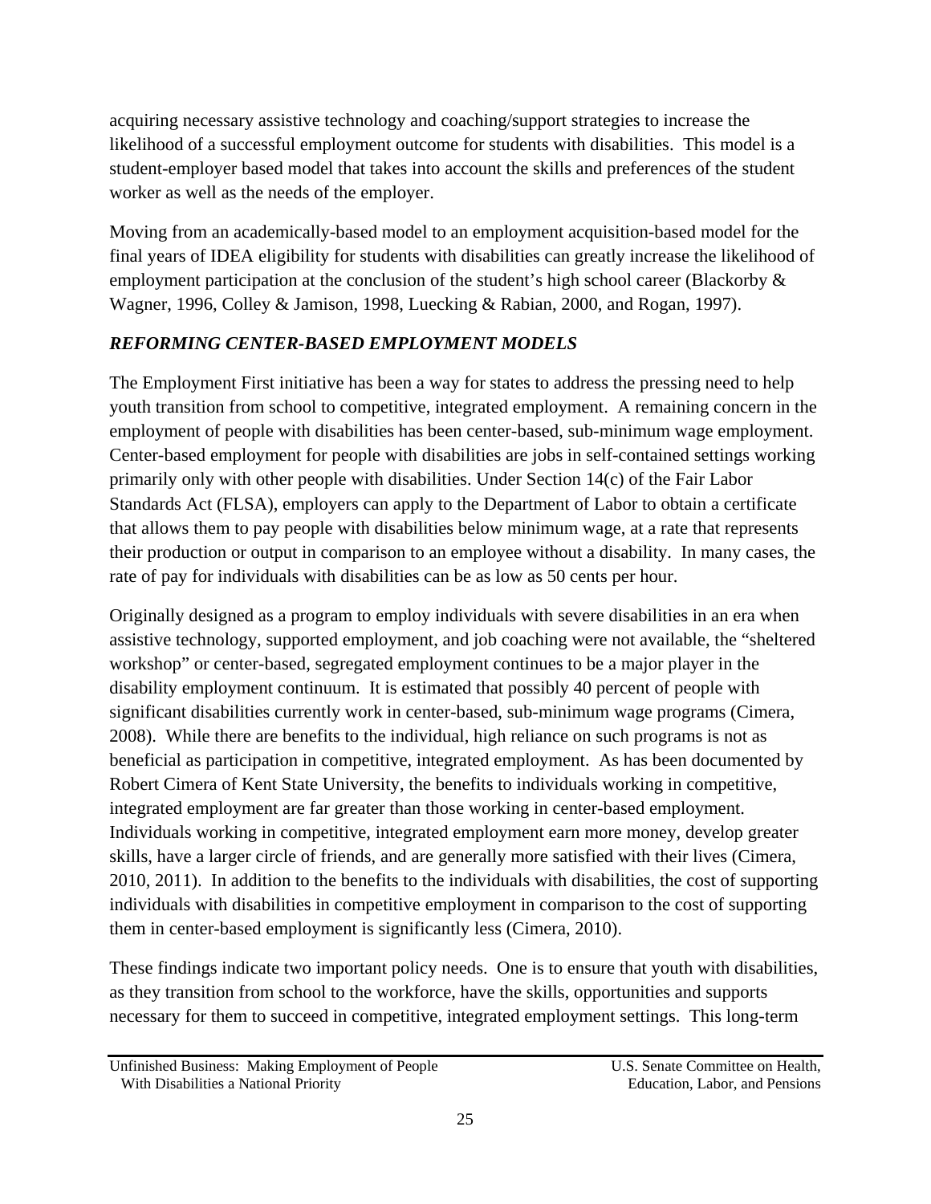acquiring necessary assistive technology and coaching/support strategies to increase the likelihood of a successful employment outcome for students with disabilities. This model is a student-employer based model that takes into account the skills and preferences of the student worker as well as the needs of the employer.

Moving from an academically-based model to an employment acquisition-based model for the final years of IDEA eligibility for students with disabilities can greatly increase the likelihood of employment participation at the conclusion of the student's high school career (Blackorby & Wagner, 1996, Colley & Jamison, 1998, Luecking & Rabian, 2000, and Rogan, 1997).

### *REFORMING CENTER-BASED EMPLOYMENT MODELS*

The Employment First initiative has been a way for states to address the pressing need to help youth transition from school to competitive, integrated employment. A remaining concern in the employment of people with disabilities has been center-based, sub-minimum wage employment. Center-based employment for people with disabilities are jobs in self-contained settings working primarily only with other people with disabilities. Under Section 14(c) of the Fair Labor Standards Act (FLSA), employers can apply to the Department of Labor to obtain a certificate that allows them to pay people with disabilities below minimum wage, at a rate that represents their production or output in comparison to an employee without a disability. In many cases, the rate of pay for individuals with disabilities can be as low as 50 cents per hour.

Originally designed as a program to employ individuals with severe disabilities in an era when assistive technology, supported employment, and job coaching were not available, the "sheltered workshop" or center-based, segregated employment continues to be a major player in the disability employment continuum. It is estimated that possibly 40 percent of people with significant disabilities currently work in center-based, sub-minimum wage programs (Cimera, 2008). While there are benefits to the individual, high reliance on such programs is not as beneficial as participation in competitive, integrated employment. As has been documented by Robert Cimera of Kent State University, the benefits to individuals working in competitive, integrated employment are far greater than those working in center-based employment. Individuals working in competitive, integrated employment earn more money, develop greater skills, have a larger circle of friends, and are generally more satisfied with their lives (Cimera, 2010, 2011). In addition to the benefits to the individuals with disabilities, the cost of supporting individuals with disabilities in competitive employment in comparison to the cost of supporting them in center-based employment is significantly less (Cimera, 2010).

These findings indicate two important policy needs. One is to ensure that youth with disabilities, as they transition from school to the workforce, have the skills, opportunities and supports necessary for them to succeed in competitive, integrated employment settings. This long-term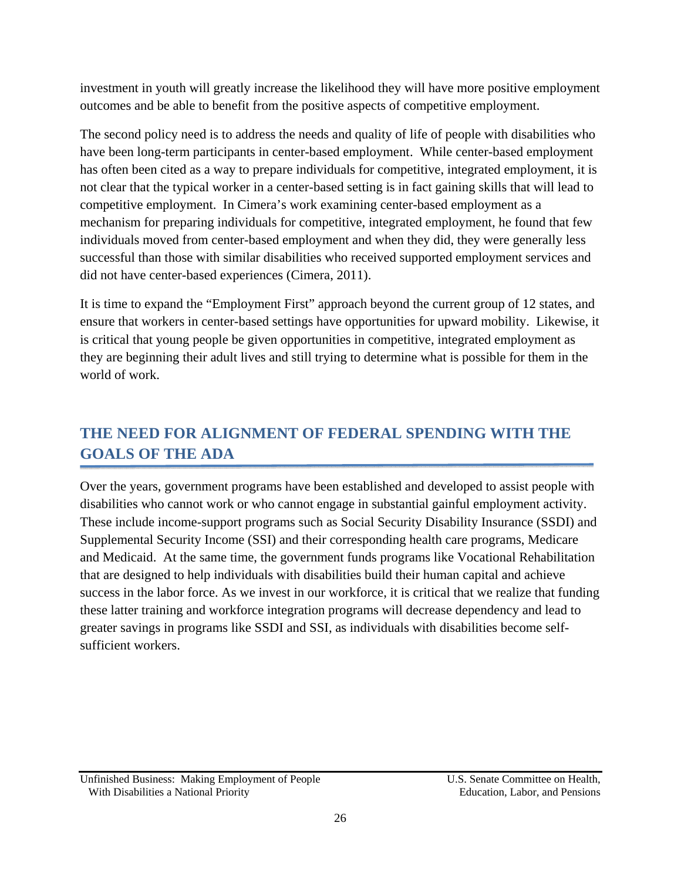investment in youth will greatly increase the likelihood they will have more positive employment outcomes and be able to benefit from the positive aspects of competitive employment.

The second policy need is to address the needs and quality of life of people with disabilities who have been long-term participants in center-based employment. While center-based employment has often been cited as a way to prepare individuals for competitive, integrated employment, it is not clear that the typical worker in a center-based setting is in fact gaining skills that will lead to competitive employment. In Cimera's work examining center-based employment as a mechanism for preparing individuals for competitive, integrated employment, he found that few individuals moved from center-based employment and when they did, they were generally less successful than those with similar disabilities who received supported employment services and did not have center-based experiences (Cimera, 2011).

It is time to expand the "Employment First" approach beyond the current group of 12 states, and ensure that workers in center-based settings have opportunities for upward mobility. Likewise, it is critical that young people be given opportunities in competitive, integrated employment as they are beginning their adult lives and still trying to determine what is possible for them in the world of work.

## THE NEED FOR ALIGNMENT OF FEDERAL SPENDING WITH THE GOALS OF THE ADA

Over the years, government programs have been established and developed to assist people with disabilities who cannot work or who cannot engage in substantial gainful employment activity. These include income-support programs such as Social Security Disability Insurance (SSDI) and Supplemental Security Income (SSI) and their corresponding health care programs, Medicare and Medicaid. At the same time, the government funds programs like Vocational Rehabilitation that are designed to help individuals with disabilities build their human capital and achieve success in the labor force. As we invest in our workforce, it is critical that we realize that funding these latter training and workforce integration programs will decrease dependency and lead to greater savings in programs like SSDI and SSI, as individuals with disabilities become self-sufficient workers.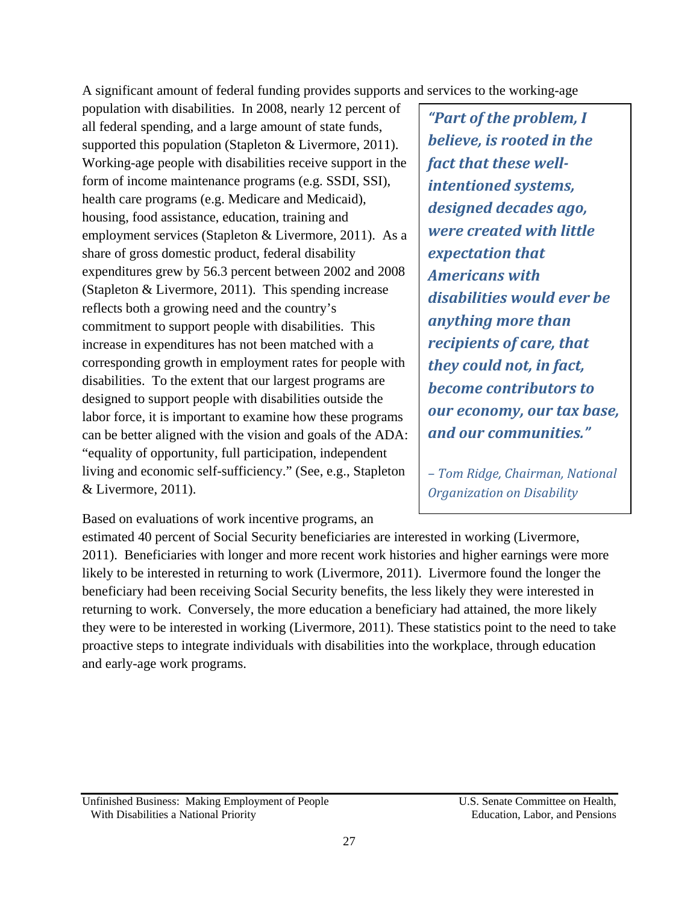A significant amount of federal funding provides supports and services to the working-age population with disabilities. In 2008, nearly 12 percent of all federal spending, and a large amount of state funds, supported this population (Stapleton & Livermore, 2011). Working-age people with disabilities receive support in the form of income maintenance programs (e.g. SSDI, SSI), health care programs (e.g. Medicare and Medicaid), housing, food assistance, education, training and employment services (Stapleton & Livermore, 2011). As a share of gross domestic product, federal disability expenditures grew by 56.3 percent between 2002 and 2008 (Stapleton & Livermore, 2011). This spending increase reflects both a growing need and the country's commitment to support people with disabilities. This increase in expenditures has not been matched with a corresponding growth in employment rates for people with disabilities. To the extent that our largest programs are designed to support people with disabilities outside the labor force, it is important to examine how these programs can be better aligned with the vision and goals of the ADA: "equality of opportunity, full participation, independent living and economic self-sufficiency." (See, e.g., Stapleton & Livermore, 2011).

> ***"Part of the problem, I believe, is rooted in the fact that these well-intentioned systems, designed decades ago, were created with little expectation that Americans with disabilities would ever be anything more than recipients of care, that they could not, in fact, become contributors to our economy, our tax base, and our communities."***
>
> *– Tom Ridge, Chairman, National Organization on Disability*

Based on evaluations of work incentive programs, an estimated 40 percent of Social Security beneficiaries are interested in working (Livermore, 2011). Beneficiaries with longer and more recent work histories and higher earnings were more likely to be interested in returning to work (Livermore, 2011). Livermore found the longer the beneficiary had been receiving Social Security benefits, the less likely they were interested in returning to work. Conversely, the more education a beneficiary had attained, the more likely they were to be interested in working (Livermore, 2011). These statistics point to the need to take proactive steps to integrate individuals with disabilities into the workplace, through education and early-age work programs.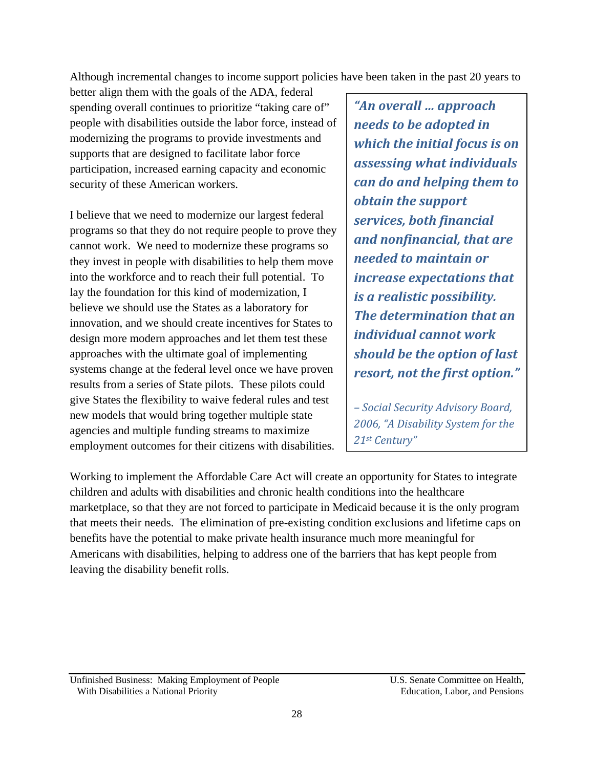Although incremental changes to income support policies have been taken in the past 20 years to better align them with the goals of the ADA, federal spending overall continues to prioritize "taking care of" people with disabilities outside the labor force, instead of modernizing the programs to provide investments and supports that are designed to facilitate labor force participation, increased earning capacity and economic security of these American workers.

I believe that we need to modernize our largest federal programs so that they do not require people to prove they cannot work. We need to modernize these programs so they invest in people with disabilities to help them move into the workforce and to reach their full potential. To lay the foundation for this kind of modernization, I believe we should use the States as a laboratory for innovation, and we should create incentives for States to design more modern approaches and let them test these approaches with the ultimate goal of implementing systems change at the federal level once we have proven results from a series of State pilots. These pilots could give States the flexibility to waive federal rules and test new models that would bring together multiple state agencies and multiple funding streams to maximize employment outcomes for their citizens with disabilities.

> ***"An overall … approach needs to be adopted in which the initial focus is on assessing what individuals can do and helping them to obtain the support services, both financial and nonfinancial, that are needed to maintain or increase expectations that is a realistic possibility. The determination that an individual cannot work should be the option of last resort, not the first option."***
>
> *– Social Security Advisory Board, 2006, "A Disability System for the 21st Century"*

Working to implement the Affordable Care Act will create an opportunity for States to integrate children and adults with disabilities and chronic health conditions into the healthcare marketplace, so that they are not forced to participate in Medicaid because it is the only program that meets their needs. The elimination of pre-existing condition exclusions and lifetime caps on benefits have the potential to make private health insurance much more meaningful for Americans with disabilities, helping to address one of the barriers that has kept people from leaving the disability benefit rolls.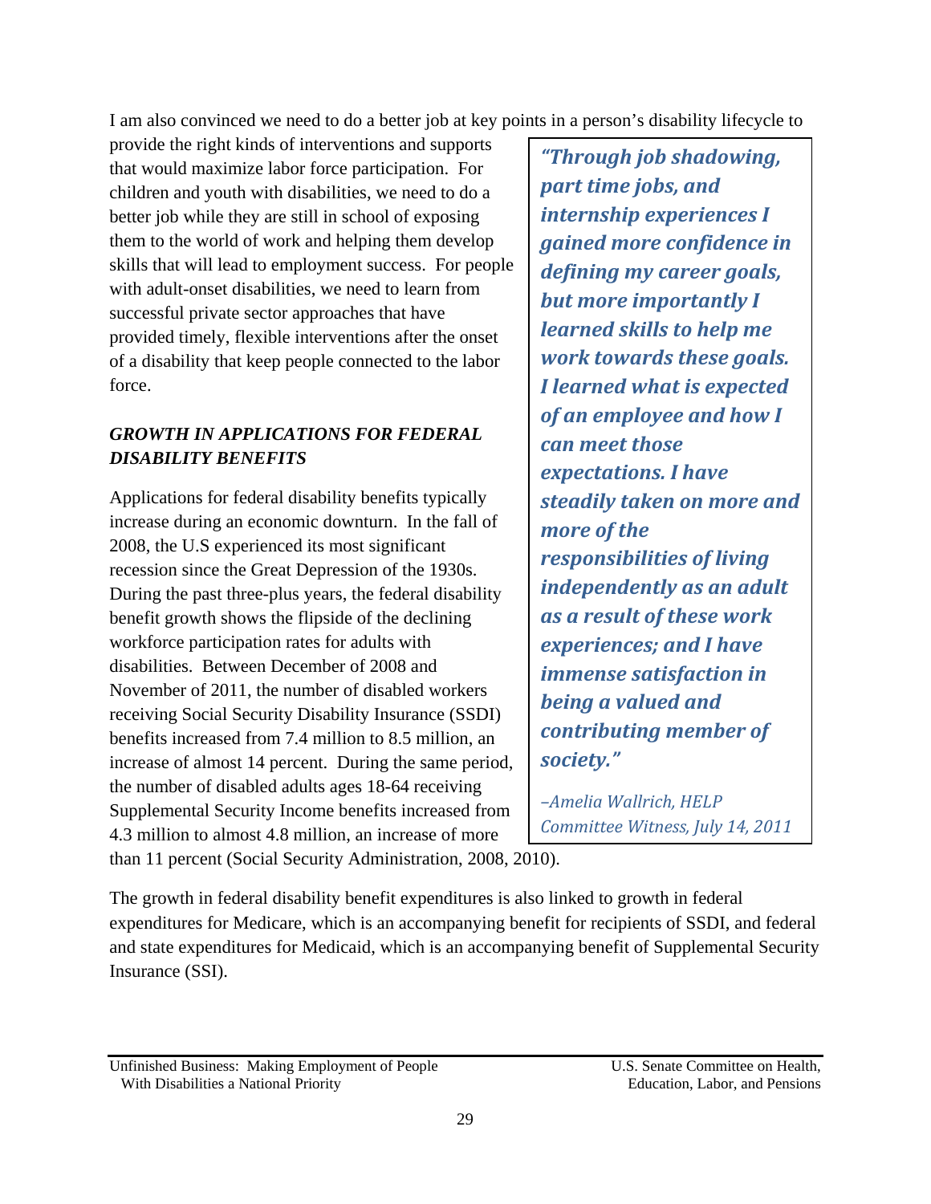I am also convinced we need to do a better job at key points in a person's disability lifecycle to provide the right kinds of interventions and supports that would maximize labor force participation. For children and youth with disabilities, we need to do a better job while they are still in school of exposing them to the world of work and helping them develop skills that will lead to employment success. For people with adult-onset disabilities, we need to learn from successful private sector approaches that have provided timely, flexible interventions after the onset of a disability that keep people connected to the labor force.

> ***"Through job shadowing, part time jobs, and internship experiences I gained more confidence in defining my career goals, but more importantly I learned skills to help me work towards these goals. I learned what is expected of an employee and how I can meet those expectations. I have steadily taken on more and more of the responsibilities of living independently as an adult as a result of these work experiences; and I have immense satisfaction in being a valued and contributing member of society."***
>
> *–Amelia Wallrich, HELP Committee Witness, July 14, 2011*

### *GROWTH IN APPLICATIONS FOR FEDERAL DISABILITY BENEFITS*

Applications for federal disability benefits typically increase during an economic downturn. In the fall of 2008, the U.S experienced its most significant recession since the Great Depression of the 1930s. During the past three-plus years, the federal disability benefit growth shows the flipside of the declining workforce participation rates for adults with disabilities. Between December of 2008 and November of 2011, the number of disabled workers receiving Social Security Disability Insurance (SSDI) benefits increased from 7.4 million to 8.5 million, an increase of almost 14 percent. During the same period, the number of disabled adults ages 18-64 receiving Supplemental Security Income benefits increased from 4.3 million to almost 4.8 million, an increase of more than 11 percent (Social Security Administration, 2008, 2010).

The growth in federal disability benefit expenditures is also linked to growth in federal expenditures for Medicare, which is an accompanying benefit for recipients of SSDI, and federal and state expenditures for Medicaid, which is an accompanying benefit of Supplemental Security Insurance (SSI).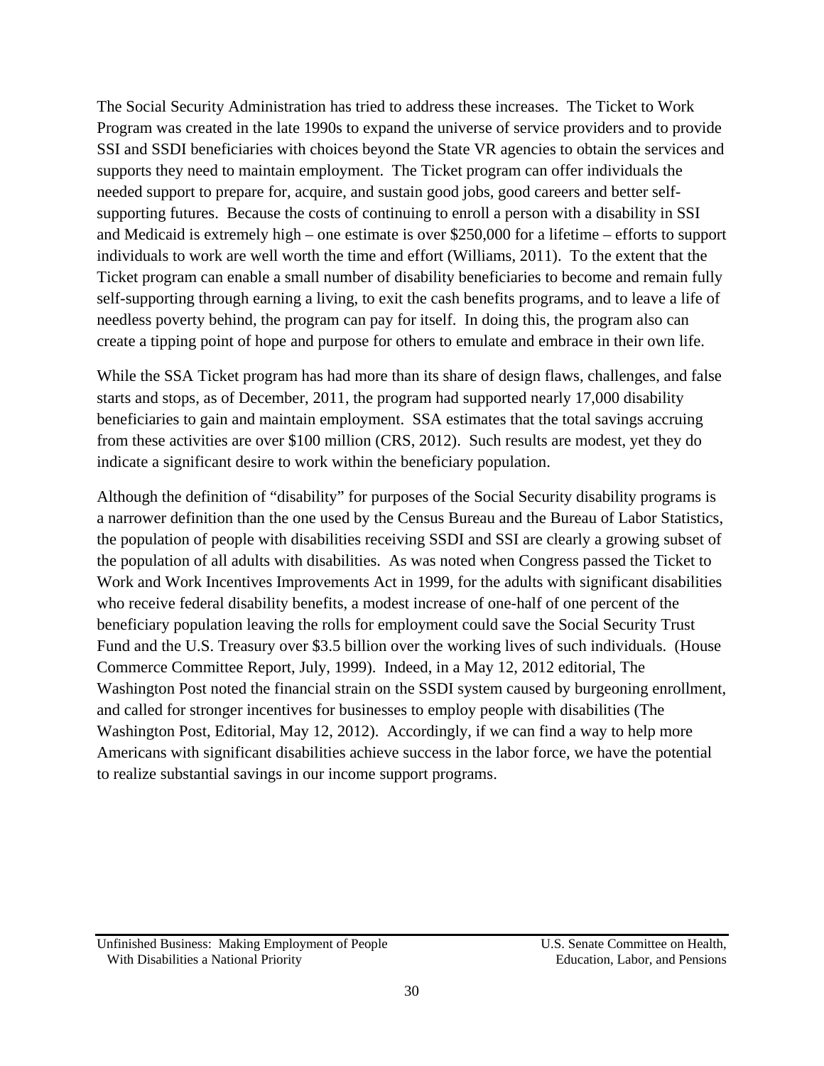The Social Security Administration has tried to address these increases. The Ticket to Work Program was created in the late 1990s to expand the universe of service providers and to provide SSI and SSDI beneficiaries with choices beyond the State VR agencies to obtain the services and supports they need to maintain employment. The Ticket program can offer individuals the needed support to prepare for, acquire, and sustain good jobs, good careers and better self-supporting futures. Because the costs of continuing to enroll a person with a disability in SSI and Medicaid is extremely high – one estimate is over $250,000 for a lifetime – efforts to support individuals to work are well worth the time and effort (Williams, 2011). To the extent that the Ticket program can enable a small number of disability beneficiaries to become and remain fully self-supporting through earning a living, to exit the cash benefits programs, and to leave a life of needless poverty behind, the program can pay for itself. In doing this, the program also can create a tipping point of hope and purpose for others to emulate and embrace in their own life.

While the SSA Ticket program has had more than its share of design flaws, challenges, and false starts and stops, as of December, 2011, the program had supported nearly 17,000 disability beneficiaries to gain and maintain employment. SSA estimates that the total savings accruing from these activities are over $100 million (CRS, 2012). Such results are modest, yet they do indicate a significant desire to work within the beneficiary population.

Although the definition of "disability" for purposes of the Social Security disability programs is a narrower definition than the one used by the Census Bureau and the Bureau of Labor Statistics, the population of people with disabilities receiving SSDI and SSI are clearly a growing subset of the population of all adults with disabilities. As was noted when Congress passed the Ticket to Work and Work Incentives Improvements Act in 1999, for the adults with significant disabilities who receive federal disability benefits, a modest increase of one-half of one percent of the beneficiary population leaving the rolls for employment could save the Social Security Trust Fund and the U.S. Treasury over $3.5 billion over the working lives of such individuals. (House Commerce Committee Report, July, 1999). Indeed, in a May 12, 2012 editorial, The Washington Post noted the financial strain on the SSDI system caused by burgeoning enrollment, and called for stronger incentives for businesses to employ people with disabilities (The Washington Post, Editorial, May 12, 2012). Accordingly, if we can find a way to help more Americans with significant disabilities achieve success in the labor force, we have the potential to realize substantial savings in our income support programs.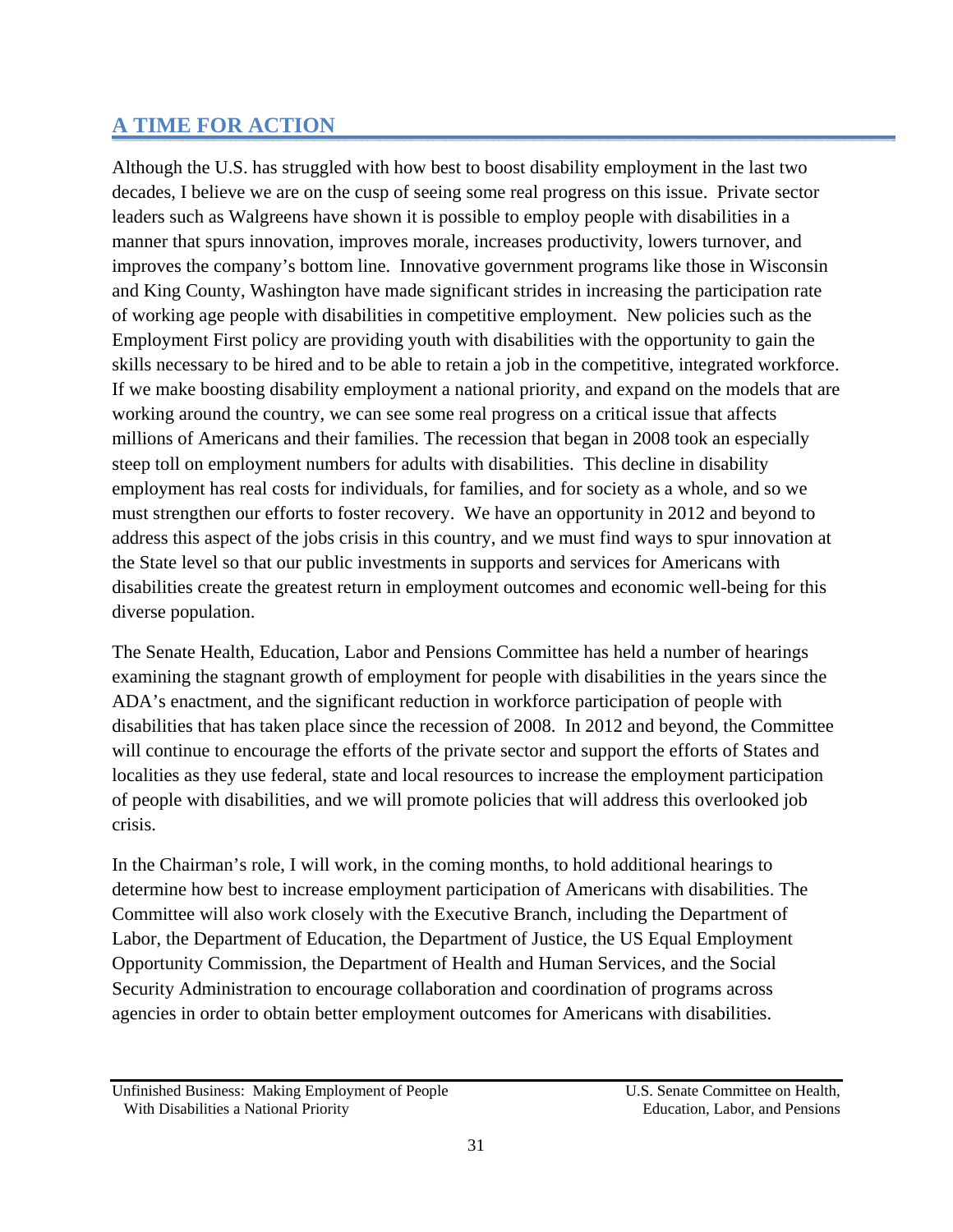## A TIME FOR ACTION

Although the U.S. has struggled with how best to boost disability employment in the last two decades, I believe we are on the cusp of seeing some real progress on this issue. Private sector leaders such as Walgreens have shown it is possible to employ people with disabilities in a manner that spurs innovation, improves morale, increases productivity, lowers turnover, and improves the company's bottom line. Innovative government programs like those in Wisconsin and King County, Washington have made significant strides in increasing the participation rate of working age people with disabilities in competitive employment. New policies such as the Employment First policy are providing youth with disabilities with the opportunity to gain the skills necessary to be hired and to be able to retain a job in the competitive, integrated workforce. If we make boosting disability employment a national priority, and expand on the models that are working around the country, we can see some real progress on a critical issue that affects millions of Americans and their families. The recession that began in 2008 took an especially steep toll on employment numbers for adults with disabilities. This decline in disability employment has real costs for individuals, for families, and for society as a whole, and so we must strengthen our efforts to foster recovery. We have an opportunity in 2012 and beyond to address this aspect of the jobs crisis in this country, and we must find ways to spur innovation at the State level so that our public investments in supports and services for Americans with disabilities create the greatest return in employment outcomes and economic well-being for this diverse population.

The Senate Health, Education, Labor and Pensions Committee has held a number of hearings examining the stagnant growth of employment for people with disabilities in the years since the ADA's enactment, and the significant reduction in workforce participation of people with disabilities that has taken place since the recession of 2008. In 2012 and beyond, the Committee will continue to encourage the efforts of the private sector and support the efforts of States and localities as they use federal, state and local resources to increase the employment participation of people with disabilities, and we will promote policies that will address this overlooked job crisis.

In the Chairman's role, I will work, in the coming months, to hold additional hearings to determine how best to increase employment participation of Americans with disabilities. The Committee will also work closely with the Executive Branch, including the Department of Labor, the Department of Education, the Department of Justice, the US Equal Employment Opportunity Commission, the Department of Health and Human Services, and the Social Security Administration to encourage collaboration and coordination of programs across agencies in order to obtain better employment outcomes for Americans with disabilities.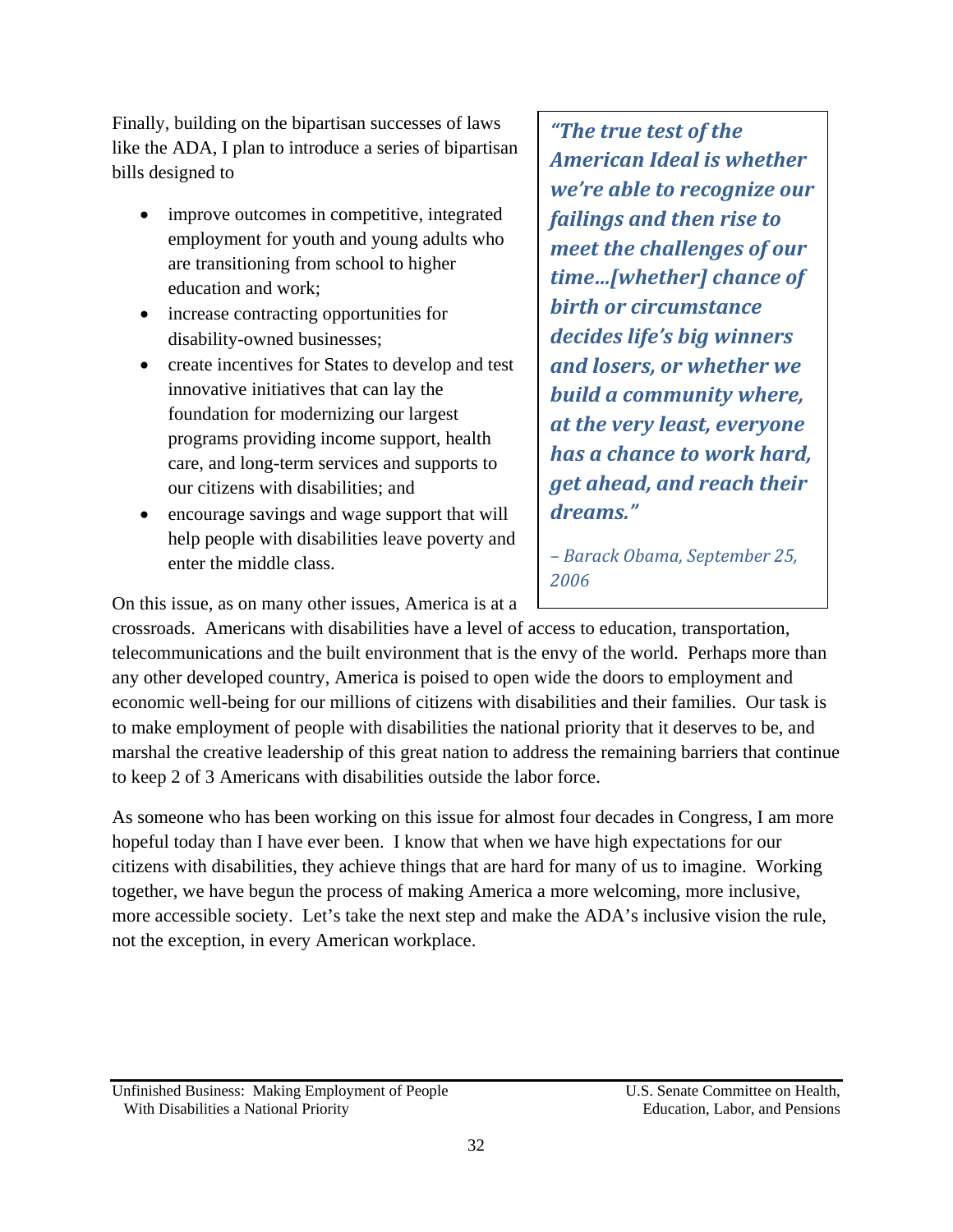Finally, building on the bipartisan successes of laws like the ADA, I plan to introduce a series of bipartisan bills designed to

- improve outcomes in competitive, integrated employment for youth and young adults who are transitioning from school to higher education and work;
- increase contracting opportunities for disability-owned businesses;
- create incentives for States to develop and test innovative initiatives that can lay the foundation for modernizing our largest programs providing income support, health care, and long-term services and supports to our citizens with disabilities; and
- encourage savings and wage support that will help people with disabilities leave poverty and enter the middle class.

> ***"The true test of the American Ideal is whether we're able to recognize our failings and then rise to meet the challenges of our time…[whether] chance of birth or circumstance decides life's big winners and losers, or whether we build a community where, at the very least, everyone has a chance to work hard, get ahead, and reach their dreams."***
>
> *– Barack Obama, September 25, 2006*

On this issue, as on many other issues, America is at a crossroads. Americans with disabilities have a level of access to education, transportation, telecommunications and the built environment that is the envy of the world. Perhaps more than any other developed country, America is poised to open wide the doors to employment and economic well-being for our millions of citizens with disabilities and their families. Our task is to make employment of people with disabilities the national priority that it deserves to be, and marshal the creative leadership of this great nation to address the remaining barriers that continue to keep 2 of 3 Americans with disabilities outside the labor force.

As someone who has been working on this issue for almost four decades in Congress, I am more hopeful today than I have ever been. I know that when we have high expectations for our citizens with disabilities, they achieve things that are hard for many of us to imagine. Working together, we have begun the process of making America a more welcoming, more inclusive, more accessible society. Let's take the next step and make the ADA's inclusive vision the rule, not the exception, in every American workplace.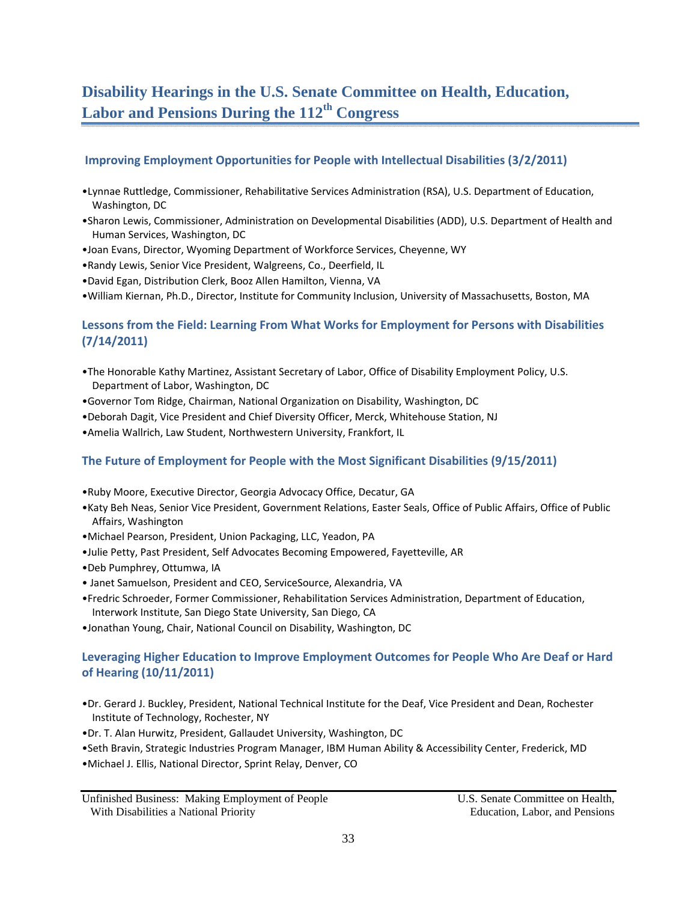# Disability Hearings in the U.S. Senate Committee on Health, Education, Labor and Pensions During the 112th Congress

### Improving Employment Opportunities for People with Intellectual Disabilities (3/2/2011)

- Lynnae Ruttledge, Commissioner, Rehabilitative Services Administration (RSA), U.S. Department of Education, Washington, DC
- Sharon Lewis, Commissioner, Administration on Developmental Disabilities (ADD), U.S. Department of Health and Human Services, Washington, DC
- Joan Evans, Director, Wyoming Department of Workforce Services, Cheyenne, WY
- Randy Lewis, Senior Vice President, Walgreens, Co., Deerfield, IL
- David Egan, Distribution Clerk, Booz Allen Hamilton, Vienna, VA
- William Kiernan, Ph.D., Director, Institute for Community Inclusion, University of Massachusetts, Boston, MA

### Lessons from the Field: Learning From What Works for Employment for Persons with Disabilities (7/14/2011)

- The Honorable Kathy Martinez, Assistant Secretary of Labor, Office of Disability Employment Policy, U.S. Department of Labor, Washington, DC
- Governor Tom Ridge, Chairman, National Organization on Disability, Washington, DC
- Deborah Dagit, Vice President and Chief Diversity Officer, Merck, Whitehouse Station, NJ
- Amelia Wallrich, Law Student, Northwestern University, Frankfort, IL

### The Future of Employment for People with the Most Significant Disabilities (9/15/2011)

- Ruby Moore, Executive Director, Georgia Advocacy Office, Decatur, GA
- Katy Beh Neas, Senior Vice President, Government Relations, Easter Seals, Office of Public Affairs, Office of Public Affairs, Washington
- Michael Pearson, President, Union Packaging, LLC, Yeadon, PA
- Julie Petty, Past President, Self Advocates Becoming Empowered, Fayetteville, AR
- Deb Pumphrey, Ottumwa, IA
- Janet Samuelson, President and CEO, ServiceSource, Alexandria, VA
- Fredric Schroeder, Former Commissioner, Rehabilitation Services Administration, Department of Education, Interwork Institute, San Diego State University, San Diego, CA
- Jonathan Young, Chair, National Council on Disability, Washington, DC

### Leveraging Higher Education to Improve Employment Outcomes for People Who Are Deaf or Hard of Hearing (10/11/2011)

- Dr. Gerard J. Buckley, President, National Technical Institute for the Deaf, Vice President and Dean, Rochester Institute of Technology, Rochester, NY
- Dr. T. Alan Hurwitz, President, Gallaudet University, Washington, DC
- Seth Bravin, Strategic Industries Program Manager, IBM Human Ability & Accessibility Center, Frederick, MD
- Michael J. Ellis, National Director, Sprint Relay, Denver, CO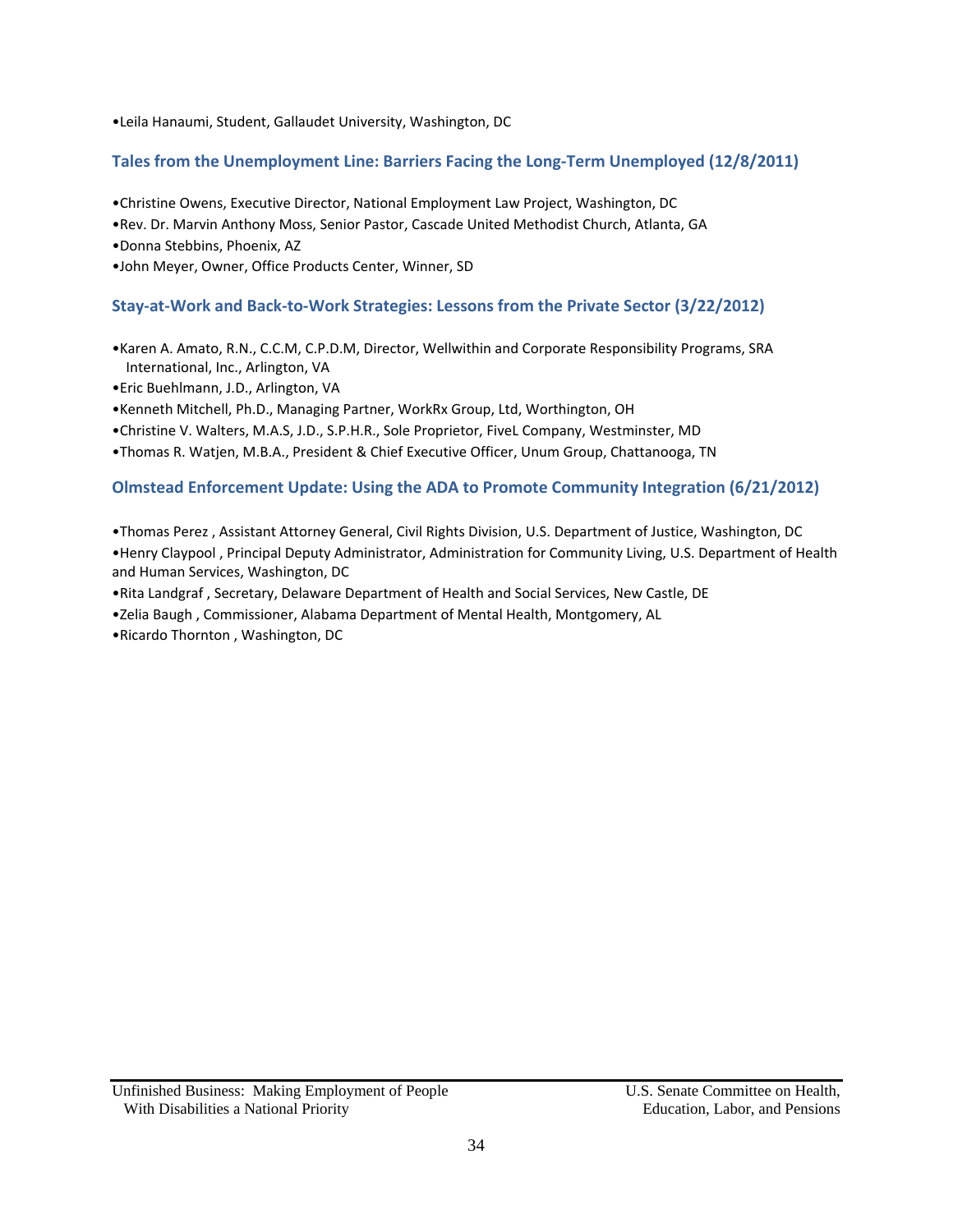- Leila Hanaumi, Student, Gallaudet University, Washington, DC

### Tales from the Unemployment Line: Barriers Facing the Long-Term Unemployed (12/8/2011)

- Christine Owens, Executive Director, National Employment Law Project, Washington, DC
- Rev. Dr. Marvin Anthony Moss, Senior Pastor, Cascade United Methodist Church, Atlanta, GA
- Donna Stebbins, Phoenix, AZ
- John Meyer, Owner, Office Products Center, Winner, SD

### Stay-at-Work and Back-to-Work Strategies: Lessons from the Private Sector (3/22/2012)

- Karen A. Amato, R.N., C.C.M, C.P.D.M, Director, Wellwithin and Corporate Responsibility Programs, SRA International, Inc., Arlington, VA
- Eric Buehlmann, J.D., Arlington, VA
- Kenneth Mitchell, Ph.D., Managing Partner, WorkRx Group, Ltd, Worthington, OH
- Christine V. Walters, M.A.S, J.D., S.P.H.R., Sole Proprietor, FiveL Company, Westminster, MD
- Thomas R. Watjen, M.B.A., President & Chief Executive Officer, Unum Group, Chattanooga, TN

### Olmstead Enforcement Update: Using the ADA to Promote Community Integration (6/21/2012)

- Thomas Perez , Assistant Attorney General, Civil Rights Division, U.S. Department of Justice, Washington, DC
- Henry Claypool , Principal Deputy Administrator, Administration for Community Living, U.S. Department of Health and Human Services, Washington, DC
- Rita Landgraf , Secretary, Delaware Department of Health and Social Services, New Castle, DE
- Zelia Baugh , Commissioner, Alabama Department of Mental Health, Montgomery, AL
- Ricardo Thornton , Washington, DC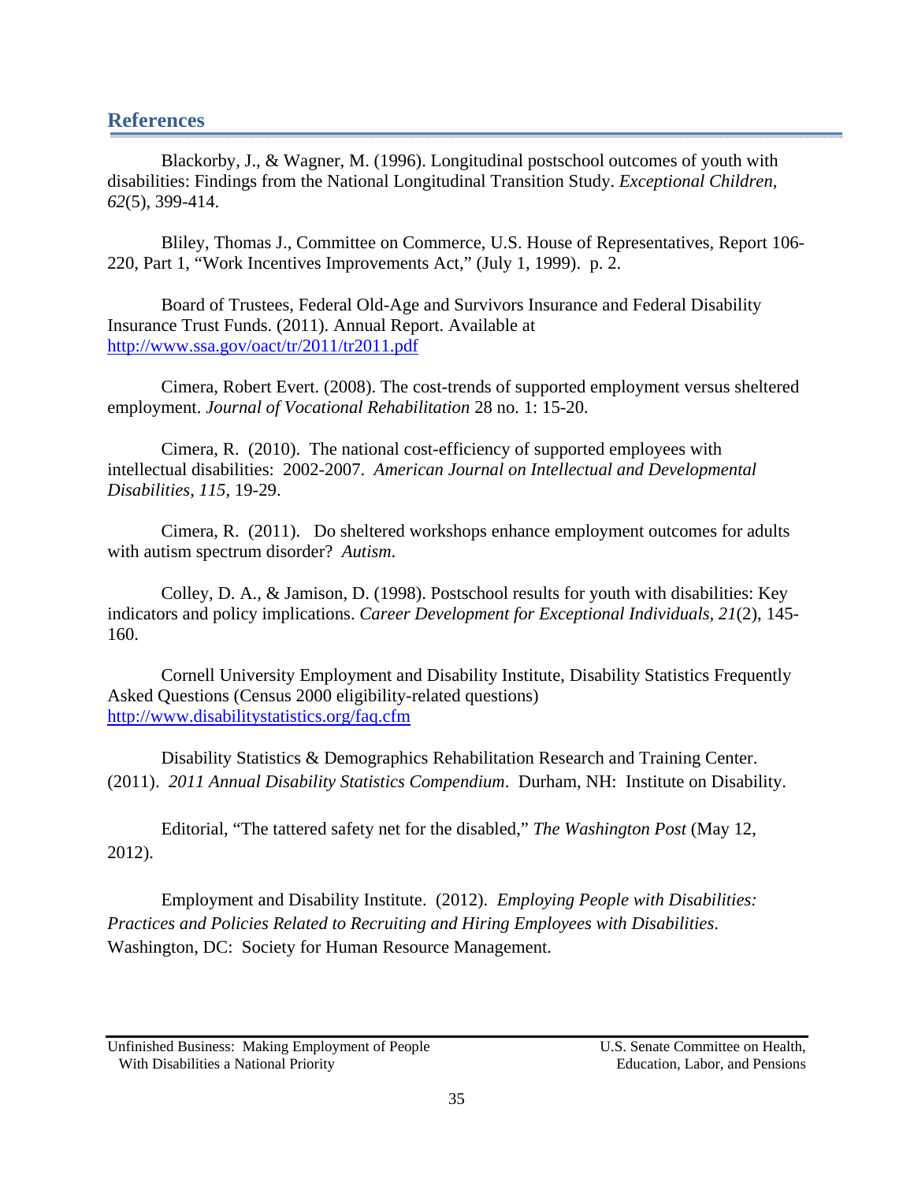## References

Blackorby, J., & Wagner, M. (1996). Longitudinal postschool outcomes of youth with disabilities: Findings from the National Longitudinal Transition Study. *Exceptional Children, 62*(5), 399-414.

Bliley, Thomas J., Committee on Commerce, U.S. House of Representatives, Report 106-220, Part 1, "Work Incentives Improvements Act," (July 1, 1999). p. 2.

Board of Trustees, Federal Old-Age and Survivors Insurance and Federal Disability Insurance Trust Funds. (2011). Annual Report. Available at http://www.ssa.gov/oact/tr/2011/tr2011.pdf

Cimera, Robert Evert. (2008). The cost-trends of supported employment versus sheltered employment. *Journal of Vocational Rehabilitation* 28 no. 1: 15-20.

Cimera, R. (2010). The national cost-efficiency of supported employees with intellectual disabilities: 2002-2007. *American Journal on Intellectual and Developmental Disabilities*, *115*, 19-29.

Cimera, R. (2011). Do sheltered workshops enhance employment outcomes for adults with autism spectrum disorder? *Autism*.

Colley, D. A., & Jamison, D. (1998). Postschool results for youth with disabilities: Key indicators and policy implications. *Career Development for Exceptional Individuals, 21*(2), 145-160.

Cornell University Employment and Disability Institute, Disability Statistics Frequently Asked Questions (Census 2000 eligibility-related questions) http://www.disabilitystatistics.org/faq.cfm

Disability Statistics & Demographics Rehabilitation Research and Training Center. (2011). *2011 Annual Disability Statistics Compendium*. Durham, NH: Institute on Disability.

Editorial, "The tattered safety net for the disabled," *The Washington Post* (May 12, 2012).

Employment and Disability Institute. (2012). *Employing People with Disabilities: Practices and Policies Related to Recruiting and Hiring Employees with Disabilities*. Washington, DC: Society for Human Resource Management.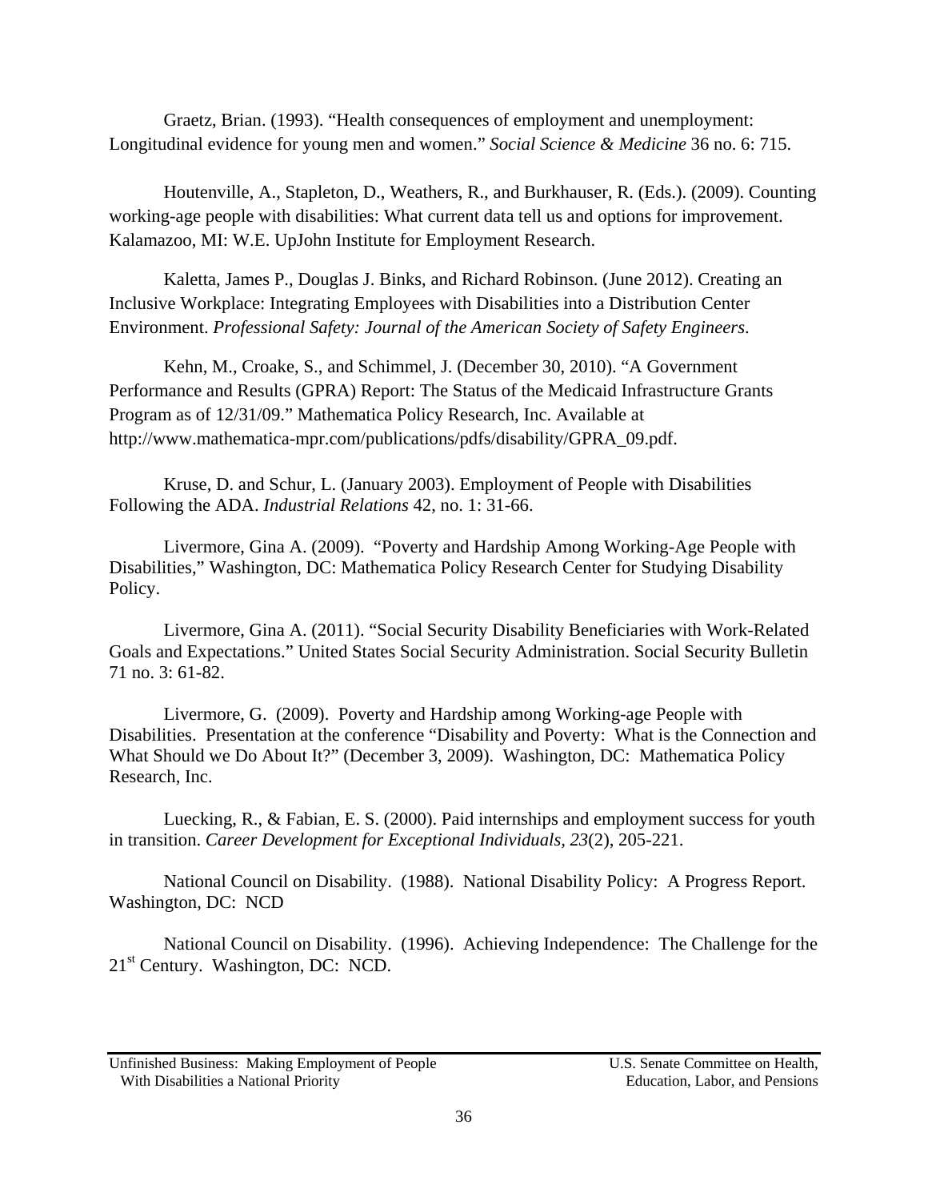Graetz, Brian. (1993). “Health consequences of employment and unemployment: Longitudinal evidence for young men and women.” *Social Science & Medicine* 36 no. 6: 715.

Houtenville, A., Stapleton, D., Weathers, R., and Burkhauser, R. (Eds.). (2009). Counting working-age people with disabilities: What current data tell us and options for improvement. Kalamazoo, MI: W.E. UpJohn Institute for Employment Research.

Kaletta, James P., Douglas J. Binks, and Richard Robinson. (June 2012). Creating an Inclusive Workplace: Integrating Employees with Disabilities into a Distribution Center Environment. *Professional Safety: Journal of the American Society of Safety Engineers*.

Kehn, M., Croake, S., and Schimmel, J. (December 30, 2010). “A Government Performance and Results (GPRA) Report: The Status of the Medicaid Infrastructure Grants Program as of 12/31/09.” Mathematica Policy Research, Inc. Available at http://www.mathematica-mpr.com/publications/pdfs/disability/GPRA_09.pdf.

Kruse, D. and Schur, L. (January 2003). Employment of People with Disabilities Following the ADA. *Industrial Relations* 42, no. 1: 31-66.

Livermore, Gina A. (2009). “Poverty and Hardship Among Working-Age People with Disabilities,” Washington, DC: Mathematica Policy Research Center for Studying Disability Policy.

Livermore, Gina A. (2011). “Social Security Disability Beneficiaries with Work-Related Goals and Expectations.” United States Social Security Administration. Social Security Bulletin 71 no. 3: 61-82.

Livermore, G. (2009). Poverty and Hardship among Working-age People with Disabilities. Presentation at the conference “Disability and Poverty: What is the Connection and What Should we Do About It?” (December 3, 2009). Washington, DC: Mathematica Policy Research, Inc.

Luecking, R., & Fabian, E. S. (2000). Paid internships and employment success for youth in transition. *Career Development for Exceptional Individuals, 23*(2), 205-221.

National Council on Disability. (1988). National Disability Policy: A Progress Report. Washington, DC: NCD

National Council on Disability. (1996). Achieving Independence: The Challenge for the 21st Century. Washington, DC: NCD.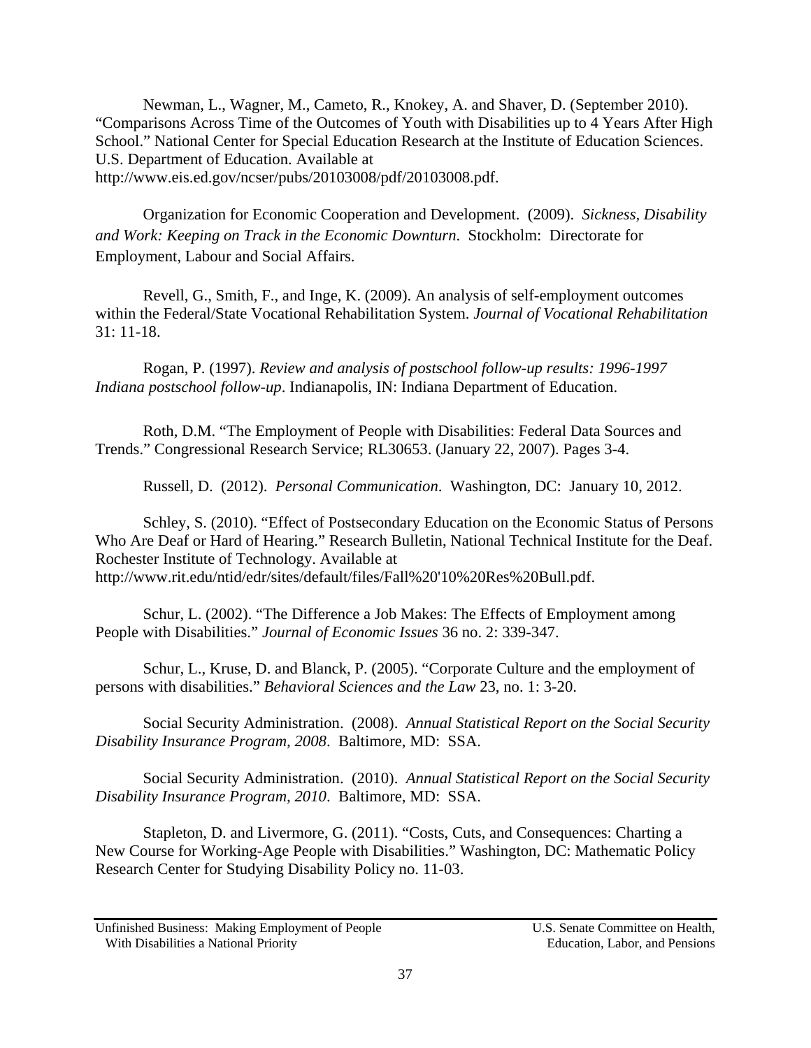Newman, L., Wagner, M., Cameto, R., Knokey, A. and Shaver, D. (September 2010). "Comparisons Across Time of the Outcomes of Youth with Disabilities up to 4 Years After High School." National Center for Special Education Research at the Institute of Education Sciences. U.S. Department of Education. Available at http://www.eis.ed.gov/ncser/pubs/20103008/pdf/20103008.pdf.

Organization for Economic Cooperation and Development. (2009). *Sickness, Disability and Work: Keeping on Track in the Economic Downturn*. Stockholm: Directorate for Employment, Labour and Social Affairs.

Revell, G., Smith, F., and Inge, K. (2009). An analysis of self-employment outcomes within the Federal/State Vocational Rehabilitation System. *Journal of Vocational Rehabilitation* 31: 11-18.

Rogan, P. (1997). *Review and analysis of postschool follow-up results: 1996-1997 Indiana postschool follow-up*. Indianapolis, IN: Indiana Department of Education.

Roth, D.M. "The Employment of People with Disabilities: Federal Data Sources and Trends." Congressional Research Service; RL30653. (January 22, 2007). Pages 3-4.

Russell, D. (2012). *Personal Communication*. Washington, DC: January 10, 2012.

Schley, S. (2010). "Effect of Postsecondary Education on the Economic Status of Persons Who Are Deaf or Hard of Hearing." Research Bulletin, National Technical Institute for the Deaf. Rochester Institute of Technology. Available at http://www.rit.edu/ntid/edr/sites/default/files/Fall%20'10%20Res%20Bull.pdf.

Schur, L. (2002). "The Difference a Job Makes: The Effects of Employment among People with Disabilities." *Journal of Economic Issues* 36 no. 2: 339-347.

Schur, L., Kruse, D. and Blanck, P. (2005). "Corporate Culture and the employment of persons with disabilities." *Behavioral Sciences and the Law* 23, no. 1: 3-20.

Social Security Administration. (2008). *Annual Statistical Report on the Social Security Disability Insurance Program, 2008*. Baltimore, MD: SSA.

Social Security Administration. (2010). *Annual Statistical Report on the Social Security Disability Insurance Program, 2010*. Baltimore, MD: SSA.

Stapleton, D. and Livermore, G. (2011). "Costs, Cuts, and Consequences: Charting a New Course for Working-Age People with Disabilities." Washington, DC: Mathematic Policy Research Center for Studying Disability Policy no. 11-03.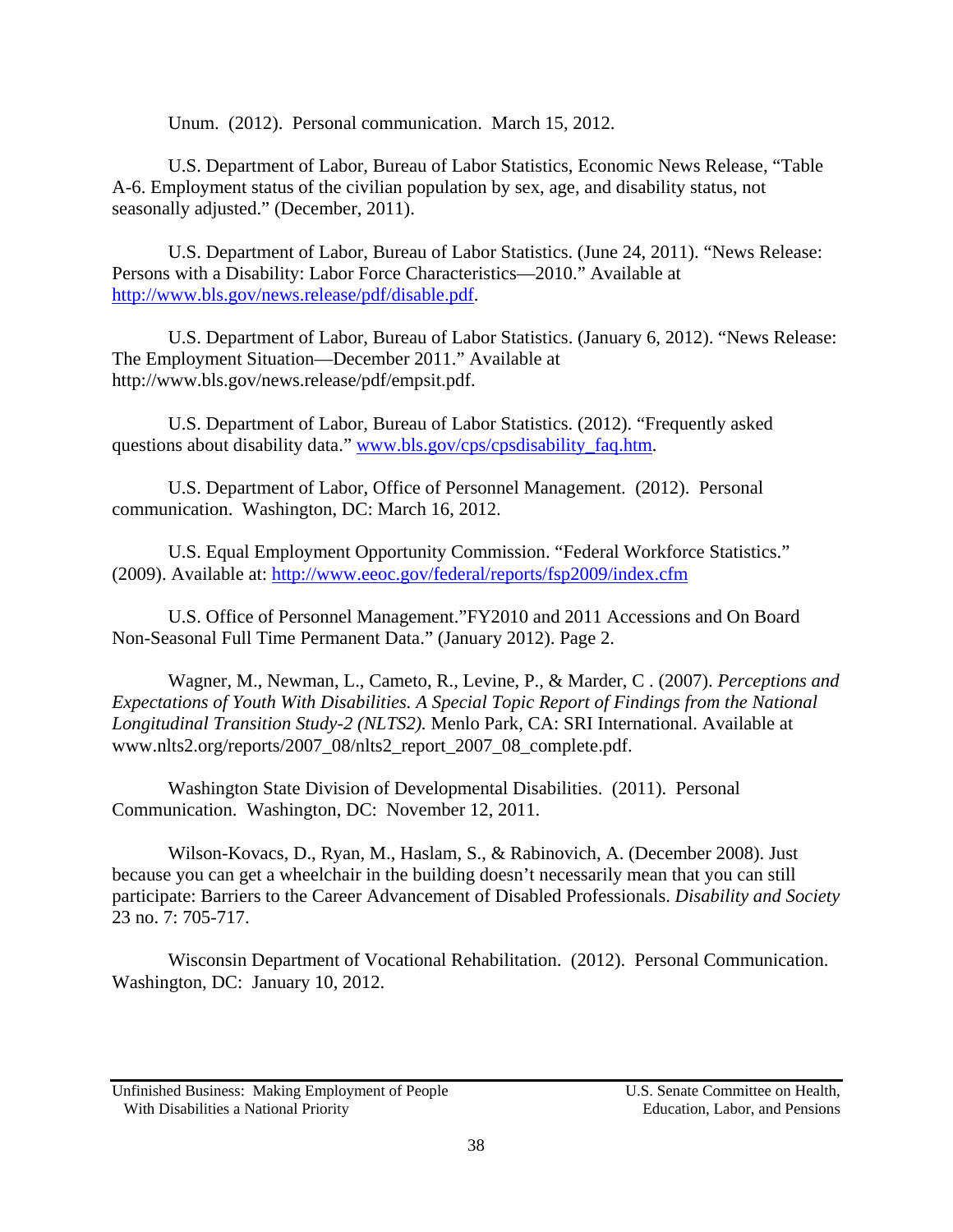Unum. (2012). Personal communication. March 15, 2012.

U.S. Department of Labor, Bureau of Labor Statistics, Economic News Release, "Table A-6. Employment status of the civilian population by sex, age, and disability status, not seasonally adjusted." (December, 2011).

U.S. Department of Labor, Bureau of Labor Statistics. (June 24, 2011). "News Release: Persons with a Disability: Labor Force Characteristics—2010." Available at http://www.bls.gov/news.release/pdf/disable.pdf.

U.S. Department of Labor, Bureau of Labor Statistics. (January 6, 2012). "News Release: The Employment Situation—December 2011." Available at http://www.bls.gov/news.release/pdf/empsit.pdf.

U.S. Department of Labor, Bureau of Labor Statistics. (2012). "Frequently asked questions about disability data." www.bls.gov/cps/cpsdisability_faq.htm.

U.S. Department of Labor, Office of Personnel Management. (2012). Personal communication. Washington, DC: March 16, 2012.

U.S. Equal Employment Opportunity Commission. "Federal Workforce Statistics." (2009). Available at: http://www.eeoc.gov/federal/reports/fsp2009/index.cfm

U.S. Office of Personnel Management."FY2010 and 2011 Accessions and On Board Non-Seasonal Full Time Permanent Data." (January 2012). Page 2.

Wagner, M., Newman, L., Cameto, R., Levine, P., & Marder, C . (2007). *Perceptions and Expectations of Youth With Disabilities. A Special Topic Report of Findings from the National Longitudinal Transition Study-2 (NLTS2).* Menlo Park, CA: SRI International. Available at www.nlts2.org/reports/2007_08/nlts2_report_2007_08_complete.pdf.

Washington State Division of Developmental Disabilities. (2011). Personal Communication. Washington, DC: November 12, 2011.

Wilson-Kovacs, D., Ryan, M., Haslam, S., & Rabinovich, A. (December 2008). Just because you can get a wheelchair in the building doesn't necessarily mean that you can still participate: Barriers to the Career Advancement of Disabled Professionals. *Disability and Society* 23 no. 7: 705-717.

Wisconsin Department of Vocational Rehabilitation. (2012). Personal Communication. Washington, DC: January 10, 2012.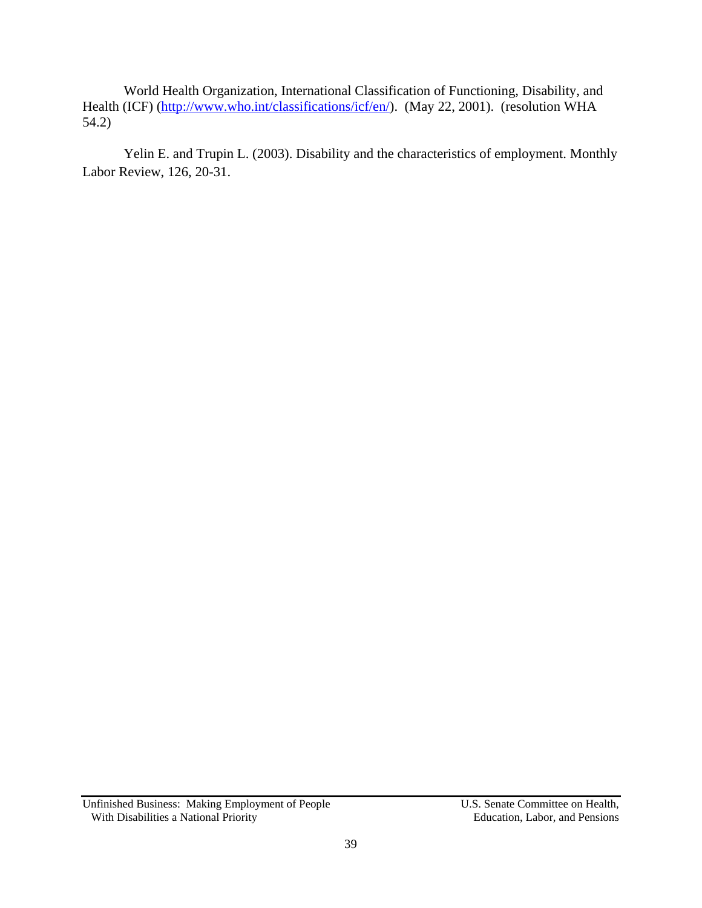World Health Organization, International Classification of Functioning, Disability, and Health (ICF) (http://www.who.int/classifications/icf/en/). (May 22, 2001). (resolution WHA 54.2)

Yelin E. and Trupin L. (2003). Disability and the characteristics of employment. Monthly Labor Review, 126, 20-31.